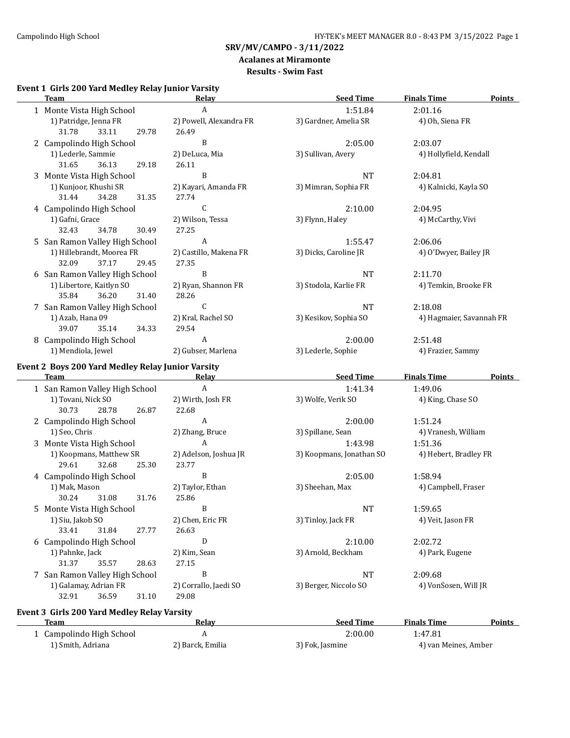Campolindo High School

# SRV/MV/CAMPO - 3/11/2022

## Acalanes at Miramonte

### Results - Swim Fast

**Event 1 Girls 200 Yard Medley Relay Junior Varsity**

| | Team | Relay | Seed Time | Finals Time | Points |
|---|---|---|---|---|---|
| 1 | Monte Vista High School | A | 1:51.84 | 2:01.16 | |
| | 1) Patridge, Jenna FR | 2) Powell, Alexandra FR | 3) Gardner, Amelia SR | 4) Oh, Siena FR | |
| | 31.78 33.11 29.78 26.49 | | | | |
| 2 | Campolindo High School | B | 2:05.00 | 2:03.07 | |
| | 1) Lederle, Sammie | 2) DeLuca, Mia | 3) Sullivan, Avery | 4) Hollyfield, Kendall | |
| | 31.65 36.13 29.18 26.11 | | | | |
| 3 | Monte Vista High School | B | NT | 2:04.81 | |
| | 1) Kunjoor, Khushi SR | 2) Kayari, Amanda FR | 3) Mimran, Sophia FR | 4) Kalnicki, Kayla SO | |
| | 31.44 34.28 31.35 27.74 | | | | |
| 4 | Campolindo High School | C | 2:10.00 | 2:04.95 | |
| | 1) Gafni, Grace | 2) Wilson, Tessa | 3) Flynn, Haley | 4) McCarthy, Vivi | |
| | 32.43 34.78 30.49 27.25 | | | | |
| 5 | San Ramon Valley High School | A | 1:55.47 | 2:06.06 | |
| | 1) Hillebrandt, Moorea FR | 2) Castillo, Makena FR | 3) Dicks, Caroline JR | 4) O'Dwyer, Bailey JR | |
| | 32.09 37.17 29.45 27.35 | | | | |
| 6 | San Ramon Valley High School | B | NT | 2:11.70 | |
| | 1) Libertore, Kaitlyn SO | 2) Ryan, Shannon FR | 3) Stodola, Karlie FR | 4) Temkin, Brooke FR | |
| | 35.84 36.20 31.40 28.26 | | | | |
| 7 | San Ramon Valley High School | C | NT | 2:18.08 | |
| | 1) Azab, Hana 09 | 2) Kral, Rachel SO | 3) Kesikov, Sophia SO | 4) Hagmaier, Savannah FR | |
| | 39.07 35.14 34.33 29.54 | | | | |
| 8 | Campolindo High School | A | 2:00.00 | 2:51.48 | |
| | 1) Mendiola, Jewel | 2) Gubser, Marlena | 3) Lederle, Sophie | 4) Frazier, Sammy | |

**Event 2 Boys 200 Yard Medley Relay Junior Varsity**

| | Team | Relay | Seed Time | Finals Time | Points |
|---|---|---|---|---|---|
| 1 | San Ramon Valley High School | A | 1:41.34 | 1:49.06 | |
| | 1) Tovani, Nick SO | 2) Wirth, Josh FR | 3) Wolfe, Verik SO | 4) King, Chase SO | |
| | 30.73 28.78 26.87 22.68 | | | | |
| 2 | Campolindo High School | A | 2:00.00 | 1:51.24 | |
| | 1) Seo, Chris | 2) Zhang, Bruce | 3) Spillane, Sean | 4) Vranesh, William | |
| 3 | Monte Vista High School | A | 1:43.98 | 1:51.36 | |
| | 1) Koopmans, Matthew SR | 2) Adelson, Joshua JR | 3) Koopmans, Jonathan SO | 4) Hebert, Bradley FR | |
| | 29.61 32.68 25.30 23.77 | | | | |
| 4 | Campolindo High School | B | 2:05.00 | 1:58.94 | |
| | 1) Mak, Mason | 2) Taylor, Ethan | 3) Sheehan, Max | 4) Campbell, Fraser | |
| | 30.24 31.08 31.76 25.86 | | | | |
| 5 | Monte Vista High School | B | NT | 1:59.65 | |
| | 1) Siu, Jakob SO | 2) Chen, Eric FR | 3) Tinloy, Jack FR | 4) Veit, Jason FR | |
| | 33.41 31.84 27.77 26.63 | | | | |
| 6 | Campolindo High School | D | 2:10.00 | 2:02.72 | |
| | 1) Pahnke, Jack | 2) Kim, Sean | 3) Arnold, Beckham | 4) Park, Eugene | |
| | 31.37 35.57 28.63 27.15 | | | | |
| 7 | San Ramon Valley High School | B | NT | 2:09.68 | |
| | 1) Galamay, Adrian FR | 2) Corrallo, Jaedi SO | 3) Berger, Niccolo SO | 4) VonSosen, Will JR | |
| | 32.91 36.59 31.10 29.08 | | | | |

**Event 3 Girls 200 Yard Medley Relay Varsity**

| | Team | Relay | Seed Time | Finals Time | Points |
|---|---|---|---|---|---|
| 1 | Campolindo High School | A | 2:00.00 | 1:47.81 | |
| | 1) Smith, Adriana | 2) Barck, Emilia | 3) Fok, Jasmine | 4) van Meines, Amber | |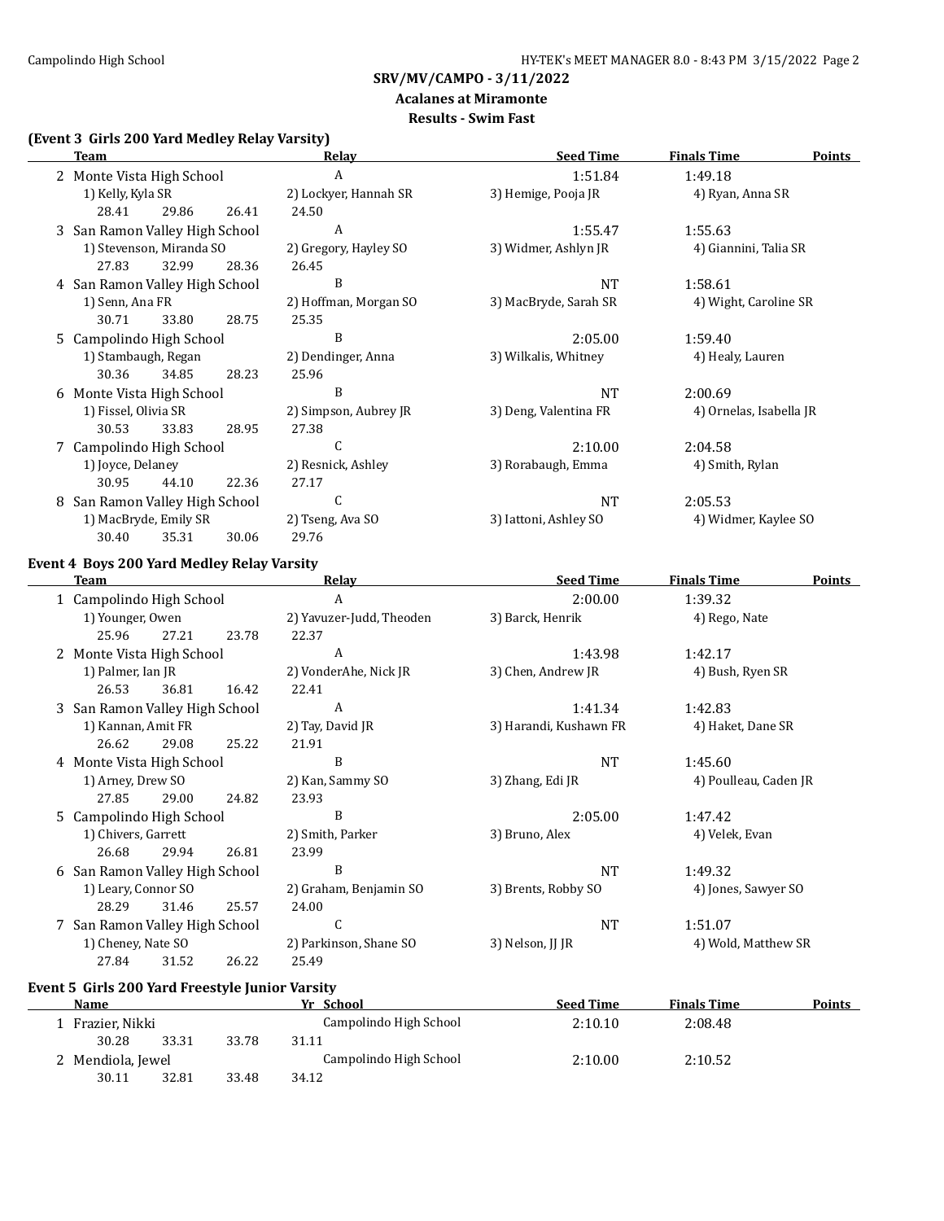## SRV/MV/CAMPO - 3/11/2022

### Acalanes at Miramonte

### Results - Swim Fast

#### (Event 3 Girls 200 Yard Medley Relay Varsity)

| | Team | Relay | Seed Time | Finals Time | Points |
|---|---|---|---|---|---|
| 2 | Monte Vista High School | A | 1:51.84 | 1:49.18 | |
| | 1) Kelly, Kyla SR | 2) Lockyer, Hannah SR | 3) Hemige, Pooja JR | 4) Ryan, Anna SR | |
| | 28.41 29.86 26.41 24.50 | | | | |
| 3 | San Ramon Valley High School | A | 1:55.47 | 1:55.63 | |
| | 1) Stevenson, Miranda SO | 2) Gregory, Hayley SO | 3) Widmer, Ashlyn JR | 4) Giannini, Talia SR | |
| | 27.83 32.99 28.36 26.45 | | | | |
| 4 | San Ramon Valley High School | B | NT | 1:58.61 | |
| | 1) Senn, Ana FR | 2) Hoffman, Morgan SO | 3) MacBryde, Sarah SR | 4) Wight, Caroline SR | |
| | 30.71 33.80 28.75 25.35 | | | | |
| 5 | Campolindo High School | B | 2:05.00 | 1:59.40 | |
| | 1) Stambaugh, Regan | 2) Dendinger, Anna | 3) Wilkalis, Whitney | 4) Healy, Lauren | |
| | 30.36 34.85 28.23 25.96 | | | | |
| 6 | Monte Vista High School | B | NT | 2:00.69 | |
| | 1) Fissel, Olivia SR | 2) Simpson, Aubrey JR | 3) Deng, Valentina FR | 4) Ornelas, Isabella JR | |
| | 30.53 33.83 28.95 27.38 | | | | |
| 7 | Campolindo High School | C | 2:10.00 | 2:04.58 | |
| | 1) Joyce, Delaney | 2) Resnick, Ashley | 3) Rorabaugh, Emma | 4) Smith, Rylan | |
| | 30.95 44.10 22.36 27.17 | | | | |
| 8 | San Ramon Valley High School | C | NT | 2:05.53 | |
| | 1) MacBryde, Emily SR | 2) Tseng, Ava SO | 3) Iattoni, Ashley SO | 4) Widmer, Kaylee SO | |
| | 30.40 35.31 30.06 29.76 | | | | |

#### Event 4 Boys 200 Yard Medley Relay Varsity

| | Team | Relay | Seed Time | Finals Time | Points |
|---|---|---|---|---|---|
| 1 | Campolindo High School | A | 2:00.00 | 1:39.32 | |
| | 1) Younger, Owen | 2) Yavuzer-Judd, Theoden | 3) Barck, Henrik | 4) Rego, Nate | |
| | 25.96 27.21 23.78 22.37 | | | | |
| 2 | Monte Vista High School | A | 1:43.98 | 1:42.17 | |
| | 1) Palmer, Ian JR | 2) VonderAhe, Nick JR | 3) Chen, Andrew JR | 4) Bush, Ryen SR | |
| | 26.53 36.81 16.42 22.41 | | | | |
| 3 | San Ramon Valley High School | A | 1:41.34 | 1:42.83 | |
| | 1) Kannan, Amit FR | 2) Tay, David JR | 3) Harandi, Kushawn FR | 4) Haket, Dane SR | |
| | 26.62 29.08 25.22 21.91 | | | | |
| 4 | Monte Vista High School | B | NT | 1:45.60 | |
| | 1) Arney, Drew SO | 2) Kan, Sammy SO | 3) Zhang, Edi JR | 4) Poulleau, Caden JR | |
| | 27.85 29.00 24.82 23.93 | | | | |
| 5 | Campolindo High School | B | 2:05.00 | 1:47.42 | |
| | 1) Chivers, Garrett | 2) Smith, Parker | 3) Bruno, Alex | 4) Velek, Evan | |
| | 26.68 29.94 26.81 23.99 | | | | |
| 6 | San Ramon Valley High School | B | NT | 1:49.32 | |
| | 1) Leary, Connor SO | 2) Graham, Benjamin SO | 3) Brents, Robby SO | 4) Jones, Sawyer SO | |
| | 28.29 31.46 25.57 24.00 | | | | |
| 7 | San Ramon Valley High School | C | NT | 1:51.07 | |
| | 1) Cheney, Nate SO | 2) Parkinson, Shane SO | 3) Nelson, JJ JR | 4) Wold, Matthew SR | |
| | 27.84 31.52 26.22 25.49 | | | | |

#### Event 5 Girls 200 Yard Freestyle Junior Varsity

| | Name | Yr | School | Seed Time | Finals Time | Points |
|---|---|---|---|---|---|---|
| 1 | Frazier, Nikki | | Campolindo High School | 2:10.10 | 2:08.48 | |
| | 30.28 33.31 33.78 31.11 | | | | | |
| 2 | Mendiola, Jewel | | Campolindo High School | 2:10.00 | 2:10.52 | |
| | 30.11 32.81 33.48 34.12 | | | | | |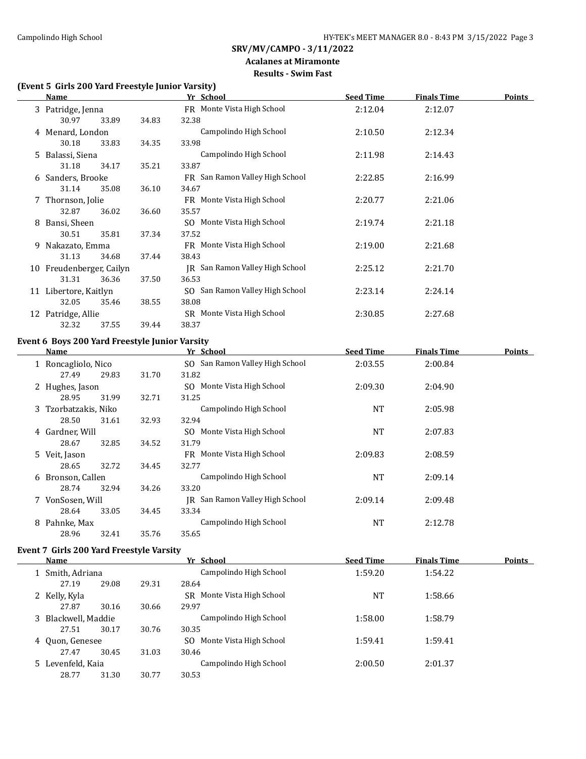## SRV/MV/CAMPO - 3/11/2022

### Acalanes at Miramonte

### Results - Swim Fast

**(Event 5 Girls 200 Yard Freestyle Junior Varsity)**

| | Name | Yr | School | Seed Time | Finals Time | Points |
|---|---|---|---|---|---|---|
| 3 | Patridge, Jenna | FR | Monte Vista High School | 2:12.04 | 2:12.07 | |
| | 30.97 33.89 34.83 32.38 | | | | | |
| 4 | Menard, London | | Campolindo High School | 2:10.50 | 2:12.34 | |
| | 30.18 33.83 34.35 33.98 | | | | | |
| 5 | Balassi, Siena | | Campolindo High School | 2:11.98 | 2:14.43 | |
| | 31.18 34.17 35.21 33.87 | | | | | |
| 6 | Sanders, Brooke | FR | San Ramon Valley High School | 2:22.85 | 2:16.99 | |
| | 31.14 35.08 36.10 34.67 | | | | | |
| 7 | Thornson, Jolie | FR | Monte Vista High School | 2:20.77 | 2:21.06 | |
| | 32.87 36.02 36.60 35.57 | | | | | |
| 8 | Bansi, Sheen | SO | Monte Vista High School | 2:19.74 | 2:21.18 | |
| | 30.51 35.81 37.34 37.52 | | | | | |
| 9 | Nakazato, Emma | FR | Monte Vista High School | 2:19.00 | 2:21.68 | |
| | 31.13 34.68 37.44 38.43 | | | | | |
| 10 | Freudenberger, Cailyn | JR | San Ramon Valley High School | 2:25.12 | 2:21.70 | |
| | 31.31 36.36 37.50 36.53 | | | | | |
| 11 | Libertore, Kaitlyn | SO | San Ramon Valley High School | 2:23.14 | 2:24.14 | |
| | 32.05 35.46 38.55 38.08 | | | | | |
| 12 | Patridge, Allie | SR | Monte Vista High School | 2:30.85 | 2:27.68 | |
| | 32.32 37.55 39.44 38.37 | | | | | |

**Event 6 Boys 200 Yard Freestyle Junior Varsity**

| | Name | Yr | School | Seed Time | Finals Time | Points |
|---|---|---|---|---|---|---|
| 1 | Roncagliolo, Nico | SO | San Ramon Valley High School | 2:03.55 | 2:00.84 | |
| | 27.49 29.83 31.70 31.82 | | | | | |
| 2 | Hughes, Jason | SO | Monte Vista High School | 2:09.30 | 2:04.90 | |
| | 28.95 31.99 32.71 31.25 | | | | | |
| 3 | Tzorbatzakis, Niko | | Campolindo High School | NT | 2:05.98 | |
| | 28.50 31.61 32.93 32.94 | | | | | |
| 4 | Gardner, Will | SO | Monte Vista High School | NT | 2:07.83 | |
| | 28.67 32.85 34.52 31.79 | | | | | |
| 5 | Veit, Jason | FR | Monte Vista High School | 2:09.83 | 2:08.59 | |
| | 28.65 32.72 34.45 32.77 | | | | | |
| 6 | Bronson, Callen | | Campolindo High School | NT | 2:09.14 | |
| | 28.74 32.94 34.26 33.20 | | | | | |
| 7 | VonSosen, Will | JR | San Ramon Valley High School | 2:09.14 | 2:09.48 | |
| | 28.64 33.05 34.45 33.34 | | | | | |
| 8 | Pahnke, Max | | Campolindo High School | NT | 2:12.78 | |
| | 28.96 32.41 35.76 35.65 | | | | | |

**Event 7 Girls 200 Yard Freestyle Varsity**

| | Name | Yr | School | Seed Time | Finals Time | Points |
|---|---|---|---|---|---|---|
| 1 | Smith, Adriana | | Campolindo High School | 1:59.20 | 1:54.22 | |
| | 27.19 29.08 29.31 28.64 | | | | | |
| 2 | Kelly, Kyla | SR | Monte Vista High School | NT | 1:58.66 | |
| | 27.87 30.16 30.66 29.97 | | | | | |
| 3 | Blackwell, Maddie | | Campolindo High School | 1:58.00 | 1:58.79 | |
| | 27.51 30.17 30.76 30.35 | | | | | |
| 4 | Quon, Genesee | SO | Monte Vista High School | 1:59.41 | 1:59.41 | |
| | 27.47 30.45 31.03 30.46 | | | | | |
| 5 | Levenfeld, Kaia | | Campolindo High School | 2:00.50 | 2:01.37 | |
| | 28.77 31.30 30.77 30.53 | | | | | |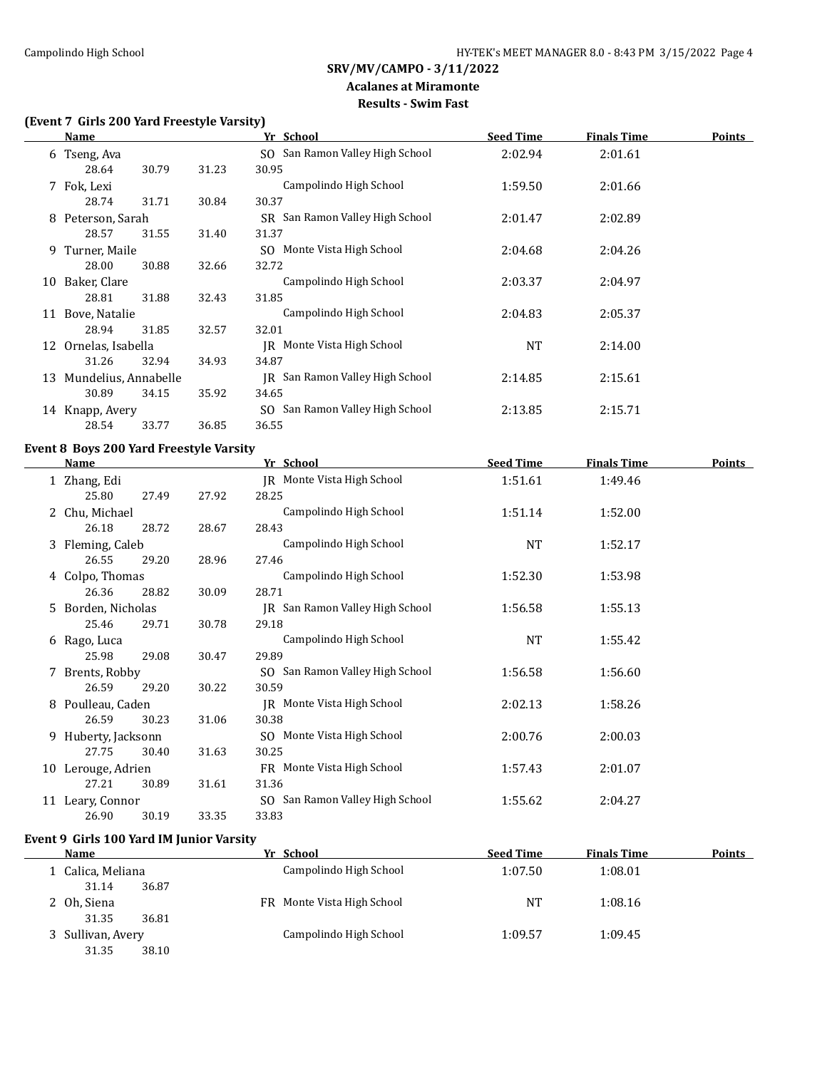## SRV/MV/CAMPO - 3/11/2022
### Acalanes at Miramonte
### Results - Swim Fast

**(Event 7 Girls 200 Yard Freestyle Varsity)**

| | Name | Yr | School | Seed Time | Finals Time | Points |
|---|---|---|---|---|---|---|
| 6 | Tseng, Ava | SO | San Ramon Valley High School | 2:02.94 | 2:01.61 | |
| | 28.64 30.79 31.23 30.95 | | | | | |
| 7 | Fok, Lexi | | Campolindo High School | 1:59.50 | 2:01.66 | |
| | 28.74 31.71 30.84 30.37 | | | | | |
| 8 | Peterson, Sarah | SR | San Ramon Valley High School | 2:01.47 | 2:02.89 | |
| | 28.57 31.55 31.40 31.37 | | | | | |
| 9 | Turner, Maile | SO | Monte Vista High School | 2:04.68 | 2:04.26 | |
| | 28.00 30.88 32.66 32.72 | | | | | |
| 10 | Baker, Clare | | Campolindo High School | 2:03.37 | 2:04.97 | |
| | 28.81 31.88 32.43 31.85 | | | | | |
| 11 | Bove, Natalie | | Campolindo High School | 2:04.83 | 2:05.37 | |
| | 28.94 31.85 32.57 32.01 | | | | | |
| 12 | Ornelas, Isabella | JR | Monte Vista High School | NT | 2:14.00 | |
| | 31.26 32.94 34.93 34.87 | | | | | |
| 13 | Mundelius, Annabelle | JR | San Ramon Valley High School | 2:14.85 | 2:15.61 | |
| | 30.89 34.15 35.92 34.65 | | | | | |
| 14 | Knapp, Avery | SO | San Ramon Valley High School | 2:13.85 | 2:15.71 | |
| | 28.54 33.77 36.85 36.55 | | | | | |

**Event 8 Boys 200 Yard Freestyle Varsity**

| | Name | Yr | School | Seed Time | Finals Time | Points |
|---|---|---|---|---|---|---|
| 1 | Zhang, Edi | JR | Monte Vista High School | 1:51.61 | 1:49.46 | |
| | 25.80 27.49 27.92 28.25 | | | | | |
| 2 | Chu, Michael | | Campolindo High School | 1:51.14 | 1:52.00 | |
| | 26.18 28.72 28.67 28.43 | | | | | |
| 3 | Fleming, Caleb | | Campolindo High School | NT | 1:52.17 | |
| | 26.55 29.20 28.96 27.46 | | | | | |
| 4 | Colpo, Thomas | | Campolindo High School | 1:52.30 | 1:53.98 | |
| | 26.36 28.82 30.09 28.71 | | | | | |
| 5 | Borden, Nicholas | JR | San Ramon Valley High School | 1:56.58 | 1:55.13 | |
| | 25.46 29.71 30.78 29.18 | | | | | |
| 6 | Rago, Luca | | Campolindo High School | NT | 1:55.42 | |
| | 25.98 29.08 30.47 29.89 | | | | | |
| 7 | Brents, Robby | SO | San Ramon Valley High School | 1:56.58 | 1:56.60 | |
| | 26.59 29.20 30.22 30.59 | | | | | |
| 8 | Poulleau, Caden | JR | Monte Vista High School | 2:02.13 | 1:58.26 | |
| | 26.59 30.23 31.06 30.38 | | | | | |
| 9 | Huberty, Jacksonn | SO | Monte Vista High School | 2:00.76 | 2:00.03 | |
| | 27.75 30.40 31.63 30.25 | | | | | |
| 10 | Lerouge, Adrien | FR | Monte Vista High School | 1:57.43 | 2:01.07 | |
| | 27.21 30.89 31.61 31.36 | | | | | |
| 11 | Leary, Connor | SO | San Ramon Valley High School | 1:55.62 | 2:04.27 | |
| | 26.90 30.19 33.35 33.83 | | | | | |

**Event 9 Girls 100 Yard IM Junior Varsity**

| | Name | Yr | School | Seed Time | Finals Time | Points |
|---|---|---|---|---|---|---|
| 1 | Calica, Meliana | | Campolindo High School | 1:07.50 | 1:08.01 | |
| | 31.14 36.87 | | | | | |
| 2 | Oh, Siena | FR | Monte Vista High School | NT | 1:08.16 | |
| | 31.35 36.81 | | | | | |
| 3 | Sullivan, Avery | | Campolindo High School | 1:09.57 | 1:09.45 | |
| | 31.35 38.10 | | | | | |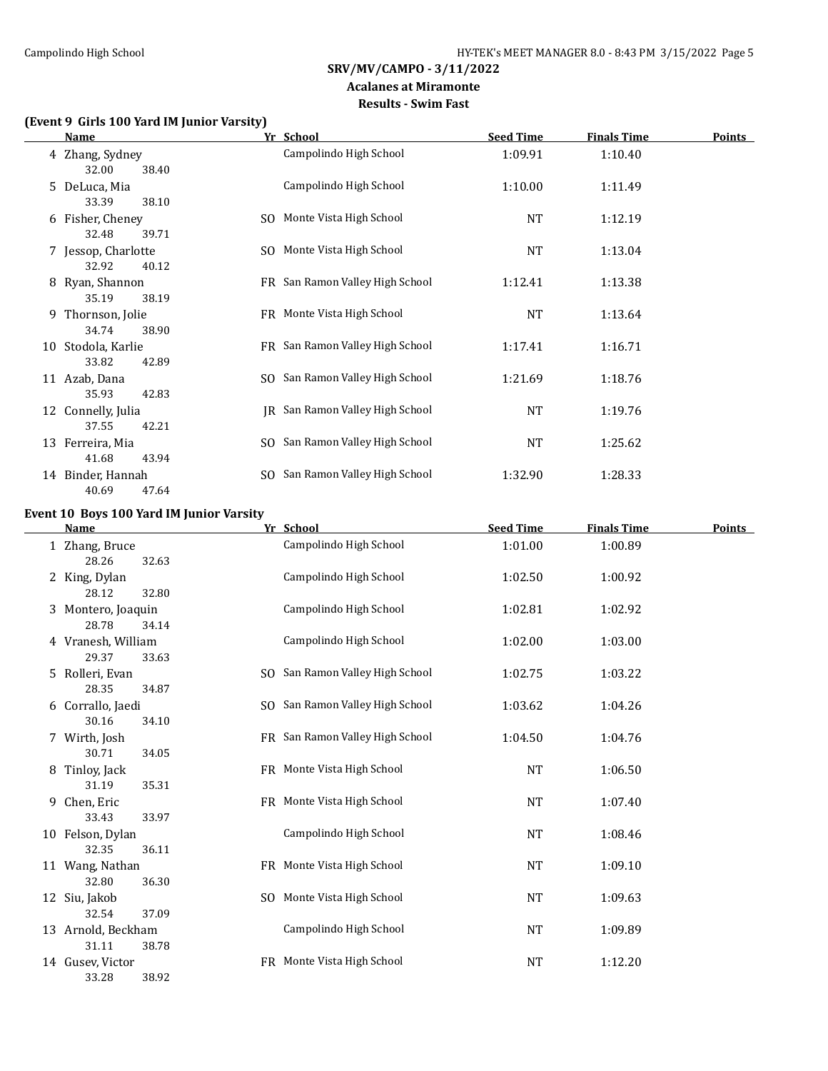## SRV/MV/CAMPO - 3/11/2022
### Acalanes at Miramonte
### Results - Swim Fast

**(Event 9 Girls 100 Yard IM Junior Varsity)**

| | Name | Yr | School | Seed Time | Finals Time | Points |
|---|---|---|---|---|---|---|
| 4 | Zhang, Sydney | | Campolindo High School | 1:09.91 | 1:10.40 | |
| | 32.00 38.40 | | | | | |
| 5 | DeLuca, Mia | | Campolindo High School | 1:10.00 | 1:11.49 | |
| | 33.39 38.10 | | | | | |
| 6 | Fisher, Cheney | SO | Monte Vista High School | NT | 1:12.19 | |
| | 32.48 39.71 | | | | | |
| 7 | Jessop, Charlotte | SO | Monte Vista High School | NT | 1:13.04 | |
| | 32.92 40.12 | | | | | |
| 8 | Ryan, Shannon | FR | San Ramon Valley High School | 1:12.41 | 1:13.38 | |
| | 35.19 38.19 | | | | | |
| 9 | Thornson, Jolie | FR | Monte Vista High School | NT | 1:13.64 | |
| | 34.74 38.90 | | | | | |
| 10 | Stodola, Karlie | FR | San Ramon Valley High School | 1:17.41 | 1:16.71 | |
| | 33.82 42.89 | | | | | |
| 11 | Azab, Dana | SO | San Ramon Valley High School | 1:21.69 | 1:18.76 | |
| | 35.93 42.83 | | | | | |
| 12 | Connelly, Julia | JR | San Ramon Valley High School | NT | 1:19.76 | |
| | 37.55 42.21 | | | | | |
| 13 | Ferreira, Mia | SO | San Ramon Valley High School | NT | 1:25.62 | |
| | 41.68 43.94 | | | | | |
| 14 | Binder, Hannah | SO | San Ramon Valley High School | 1:32.90 | 1:28.33 | |
| | 40.69 47.64 | | | | | |

**Event 10 Boys 100 Yard IM Junior Varsity**

| | Name | Yr | School | Seed Time | Finals Time | Points |
|---|---|---|---|---|---|---|
| 1 | Zhang, Bruce | | Campolindo High School | 1:01.00 | 1:00.89 | |
| | 28.26 32.63 | | | | | |
| 2 | King, Dylan | | Campolindo High School | 1:02.50 | 1:00.92 | |
| | 28.12 32.80 | | | | | |
| 3 | Montero, Joaquin | | Campolindo High School | 1:02.81 | 1:02.92 | |
| | 28.78 34.14 | | | | | |
| 4 | Vranesh, William | | Campolindo High School | 1:02.00 | 1:03.00 | |
| | 29.37 33.63 | | | | | |
| 5 | Rolleri, Evan | SO | San Ramon Valley High School | 1:02.75 | 1:03.22 | |
| | 28.35 34.87 | | | | | |
| 6 | Corrallo, Jaedi | SO | San Ramon Valley High School | 1:03.62 | 1:04.26 | |
| | 30.16 34.10 | | | | | |
| 7 | Wirth, Josh | FR | San Ramon Valley High School | 1:04.50 | 1:04.76 | |
| | 30.71 34.05 | | | | | |
| 8 | Tinloy, Jack | FR | Monte Vista High School | NT | 1:06.50 | |
| | 31.19 35.31 | | | | | |
| 9 | Chen, Eric | FR | Monte Vista High School | NT | 1:07.40 | |
| | 33.43 33.97 | | | | | |
| 10 | Felson, Dylan | | Campolindo High School | NT | 1:08.46 | |
| | 32.35 36.11 | | | | | |
| 11 | Wang, Nathan | FR | Monte Vista High School | NT | 1:09.10 | |
| | 32.80 36.30 | | | | | |
| 12 | Siu, Jakob | SO | Monte Vista High School | NT | 1:09.63 | |
| | 32.54 37.09 | | | | | |
| 13 | Arnold, Beckham | | Campolindo High School | NT | 1:09.89 | |
| | 31.11 38.78 | | | | | |
| 14 | Gusev, Victor | FR | Monte Vista High School | NT | 1:12.20 | |
| | 33.28 38.92 | | | | | |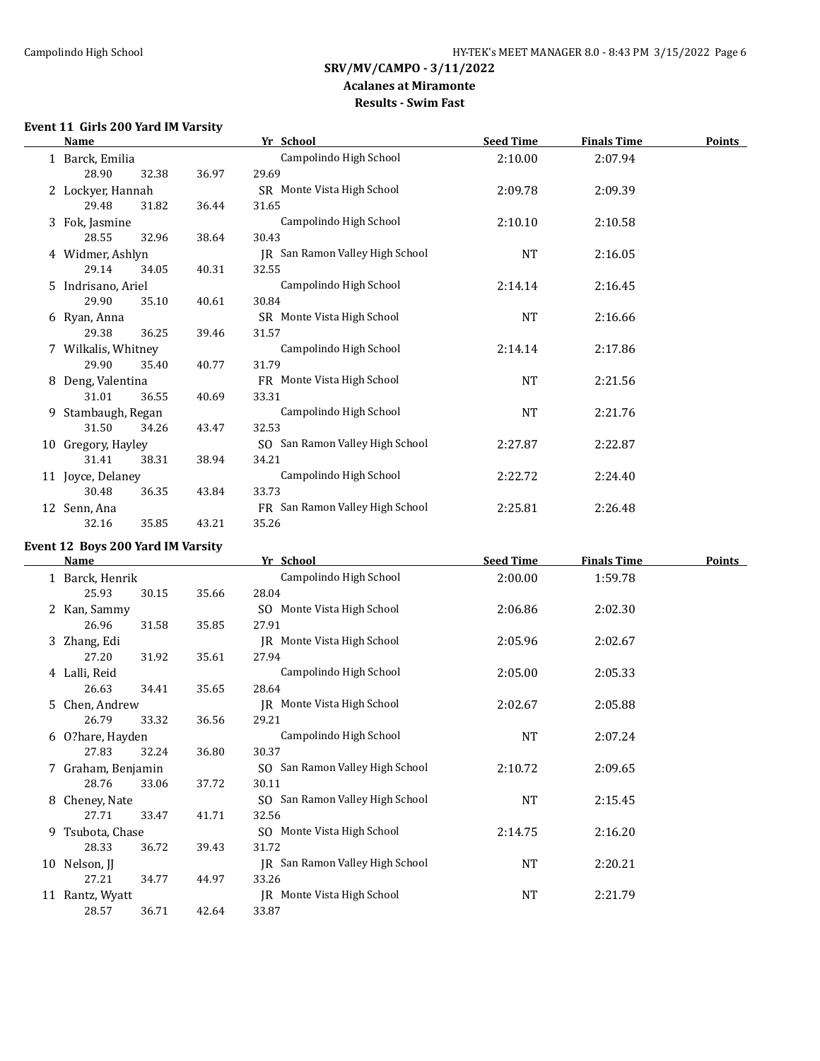## SRV/MV/CAMPO - 3/11/2022

### Acalanes at Miramonte

### Results - Swim Fast

**Event 11 Girls 200 Yard IM Varsity**

| | Name | Yr | School | Seed Time | Finals Time | Points |
|---|---|---|---|---|---|---|
| 1 | Barck, Emilia | | Campolindo High School | 2:10.00 | 2:07.94 | |
| | 28.90 32.38 36.97 29.69 | | | | | |
| 2 | Lockyer, Hannah | SR | Monte Vista High School | 2:09.78 | 2:09.39 | |
| | 29.48 31.82 36.44 31.65 | | | | | |
| 3 | Fok, Jasmine | | Campolindo High School | 2:10.10 | 2:10.58 | |
| | 28.55 32.96 38.64 30.43 | | | | | |
| 4 | Widmer, Ashlyn | JR | San Ramon Valley High School | NT | 2:16.05 | |
| | 29.14 34.05 40.31 32.55 | | | | | |
| 5 | Indrisano, Ariel | | Campolindo High School | 2:14.14 | 2:16.45 | |
| | 29.90 35.10 40.61 30.84 | | | | | |
| 6 | Ryan, Anna | SR | Monte Vista High School | NT | 2:16.66 | |
| | 29.38 36.25 39.46 31.57 | | | | | |
| 7 | Wilkalis, Whitney | | Campolindo High School | 2:14.14 | 2:17.86 | |
| | 29.90 35.40 40.77 31.79 | | | | | |
| 8 | Deng, Valentina | FR | Monte Vista High School | NT | 2:21.56 | |
| | 31.01 36.55 40.69 33.31 | | | | | |
| 9 | Stambaugh, Regan | | Campolindo High School | NT | 2:21.76 | |
| | 31.50 34.26 43.47 32.53 | | | | | |
| 10 | Gregory, Hayley | SO | San Ramon Valley High School | 2:27.87 | 2:22.87 | |
| | 31.41 38.31 38.94 34.21 | | | | | |
| 11 | Joyce, Delaney | | Campolindo High School | 2:22.72 | 2:24.40 | |
| | 30.48 36.35 43.84 33.73 | | | | | |
| 12 | Senn, Ana | FR | San Ramon Valley High School | 2:25.81 | 2:26.48 | |
| | 32.16 35.85 43.21 35.26 | | | | | |

**Event 12 Boys 200 Yard IM Varsity**

| | Name | Yr | School | Seed Time | Finals Time | Points |
|---|---|---|---|---|---|---|
| 1 | Barck, Henrik | | Campolindo High School | 2:00.00 | 1:59.78 | |
| | 25.93 30.15 35.66 28.04 | | | | | |
| 2 | Kan, Sammy | SO | Monte Vista High School | 2:06.86 | 2:02.30 | |
| | 26.96 31.58 35.85 27.91 | | | | | |
| 3 | Zhang, Edi | JR | Monte Vista High School | 2:05.96 | 2:02.67 | |
| | 27.20 31.92 35.61 27.94 | | | | | |
| 4 | Lalli, Reid | | Campolindo High School | 2:05.00 | 2:05.33 | |
| | 26.63 34.41 35.65 28.64 | | | | | |
| 5 | Chen, Andrew | JR | Monte Vista High School | 2:02.67 | 2:05.88 | |
| | 26.79 33.32 36.56 29.21 | | | | | |
| 6 | O?hare, Hayden | | Campolindo High School | NT | 2:07.24 | |
| | 27.83 32.24 36.80 30.37 | | | | | |
| 7 | Graham, Benjamin | SO | San Ramon Valley High School | 2:10.72 | 2:09.65 | |
| | 28.76 33.06 37.72 30.11 | | | | | |
| 8 | Cheney, Nate | SO | San Ramon Valley High School | NT | 2:15.45 | |
| | 27.71 33.47 41.71 32.56 | | | | | |
| 9 | Tsubota, Chase | SO | Monte Vista High School | 2:14.75 | 2:16.20 | |
| | 28.33 36.72 39.43 31.72 | | | | | |
| 10 | Nelson, JJ | JR | San Ramon Valley High School | NT | 2:20.21 | |
| | 27.21 34.77 44.97 33.26 | | | | | |
| 11 | Rantz, Wyatt | JR | Monte Vista High School | NT | 2:21.79 | |
| | 28.57 36.71 42.64 33.87 | | | | | |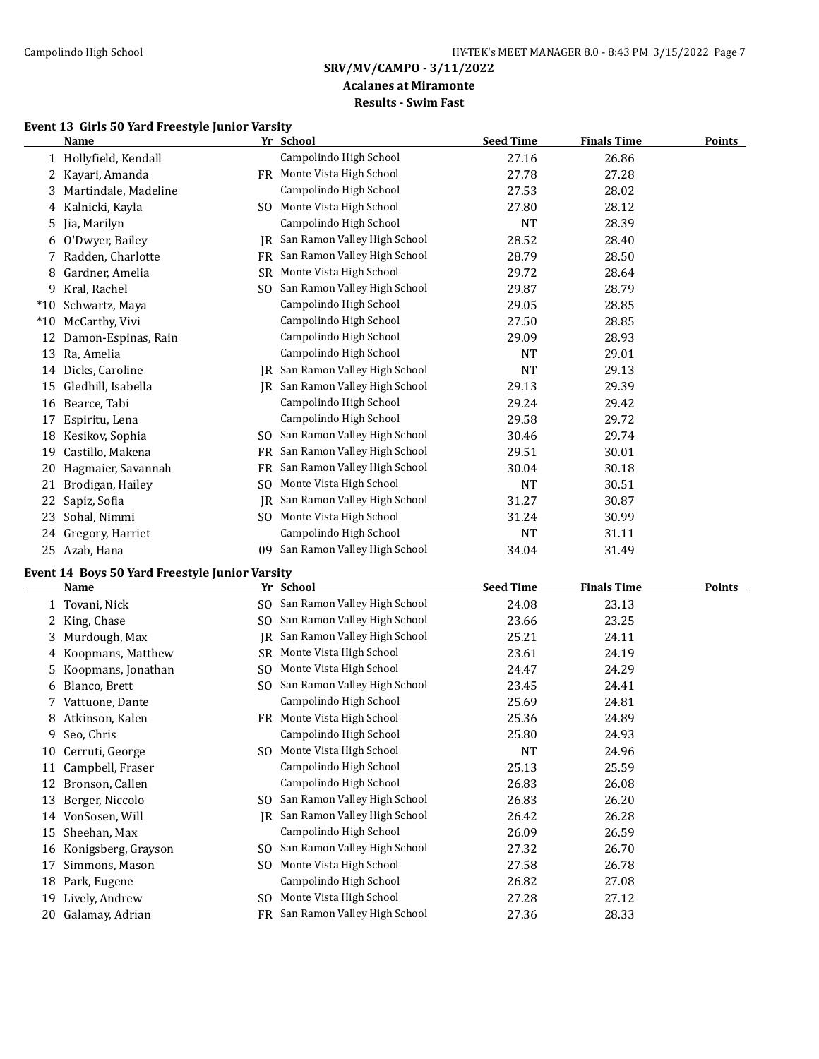## SRV/MV/CAMPO - 3/11/2022

### Acalanes at Miramonte

### Results - Swim Fast

#### Event 13 Girls 50 Yard Freestyle Junior Varsity

| | Name | Yr | School | Seed Time | Finals Time | Points |
|---|---|---|---|---|---|---|
| 1 | Hollyfield, Kendall | | Campolindo High School | 27.16 | 26.86 | |
| 2 | Kayari, Amanda | FR | Monte Vista High School | 27.78 | 27.28 | |
| 3 | Martindale, Madeline | | Campolindo High School | 27.53 | 28.02 | |
| 4 | Kalnicki, Kayla | SO | Monte Vista High School | 27.80 | 28.12 | |
| 5 | Jia, Marilyn | | Campolindo High School | NT | 28.39 | |
| 6 | O'Dwyer, Bailey | JR | San Ramon Valley High School | 28.52 | 28.40 | |
| 7 | Radden, Charlotte | FR | San Ramon Valley High School | 28.79 | 28.50 | |
| 8 | Gardner, Amelia | SR | Monte Vista High School | 29.72 | 28.64 | |
| 9 | Kral, Rachel | SO | San Ramon Valley High School | 29.87 | 28.79 | |
| *10 | Schwartz, Maya | | Campolindo High School | 29.05 | 28.85 | |
| *10 | McCarthy, Vivi | | Campolindo High School | 27.50 | 28.85 | |
| 12 | Damon-Espinas, Rain | | Campolindo High School | 29.09 | 28.93 | |
| 13 | Ra, Amelia | | Campolindo High School | NT | 29.01 | |
| 14 | Dicks, Caroline | JR | San Ramon Valley High School | NT | 29.13 | |
| 15 | Gledhill, Isabella | JR | San Ramon Valley High School | 29.13 | 29.39 | |
| 16 | Bearce, Tabi | | Campolindo High School | 29.24 | 29.42 | |
| 17 | Espiritu, Lena | | Campolindo High School | 29.58 | 29.72 | |
| 18 | Kesikov, Sophia | SO | San Ramon Valley High School | 30.46 | 29.74 | |
| 19 | Castillo, Makena | FR | San Ramon Valley High School | 29.51 | 30.01 | |
| 20 | Hagmaier, Savannah | FR | San Ramon Valley High School | 30.04 | 30.18 | |
| 21 | Brodigan, Hailey | SO | Monte Vista High School | NT | 30.51 | |
| 22 | Sapiz, Sofia | JR | San Ramon Valley High School | 31.27 | 30.87 | |
| 23 | Sohal, Nimmi | SO | Monte Vista High School | 31.24 | 30.99 | |
| 24 | Gregory, Harriet | | Campolindo High School | NT | 31.11 | |
| 25 | Azab, Hana | 09 | San Ramon Valley High School | 34.04 | 31.49 | |

#### Event 14 Boys 50 Yard Freestyle Junior Varsity

| | Name | Yr | School | Seed Time | Finals Time | Points |
|---|---|---|---|---|---|---|
| 1 | Tovani, Nick | SO | San Ramon Valley High School | 24.08 | 23.13 | |
| 2 | King, Chase | SO | San Ramon Valley High School | 23.66 | 23.25 | |
| 3 | Murdough, Max | JR | San Ramon Valley High School | 25.21 | 24.11 | |
| 4 | Koopmans, Matthew | SR | Monte Vista High School | 23.61 | 24.19 | |
| 5 | Koopmans, Jonathan | SO | Monte Vista High School | 24.47 | 24.29 | |
| 6 | Blanco, Brett | SO | San Ramon Valley High School | 23.45 | 24.41 | |
| 7 | Vattuone, Dante | | Campolindo High School | 25.69 | 24.81 | |
| 8 | Atkinson, Kalen | FR | Monte Vista High School | 25.36 | 24.89 | |
| 9 | Seo, Chris | | Campolindo High School | 25.80 | 24.93 | |
| 10 | Cerruti, George | SO | Monte Vista High School | NT | 24.96 | |
| 11 | Campbell, Fraser | | Campolindo High School | 25.13 | 25.59 | |
| 12 | Bronson, Callen | | Campolindo High School | 26.83 | 26.08 | |
| 13 | Berger, Niccolo | SO | San Ramon Valley High School | 26.83 | 26.20 | |
| 14 | VonSosen, Will | JR | San Ramon Valley High School | 26.42 | 26.28 | |
| 15 | Sheehan, Max | | Campolindo High School | 26.09 | 26.59 | |
| 16 | Konigsberg, Grayson | SO | San Ramon Valley High School | 27.32 | 26.70 | |
| 17 | Simmons, Mason | SO | Monte Vista High School | 27.58 | 26.78 | |
| 18 | Park, Eugene | | Campolindo High School | 26.82 | 27.08 | |
| 19 | Lively, Andrew | SO | Monte Vista High School | 27.28 | 27.12 | |
| 20 | Galamay, Adrian | FR | San Ramon Valley High School | 27.36 | 28.33 | |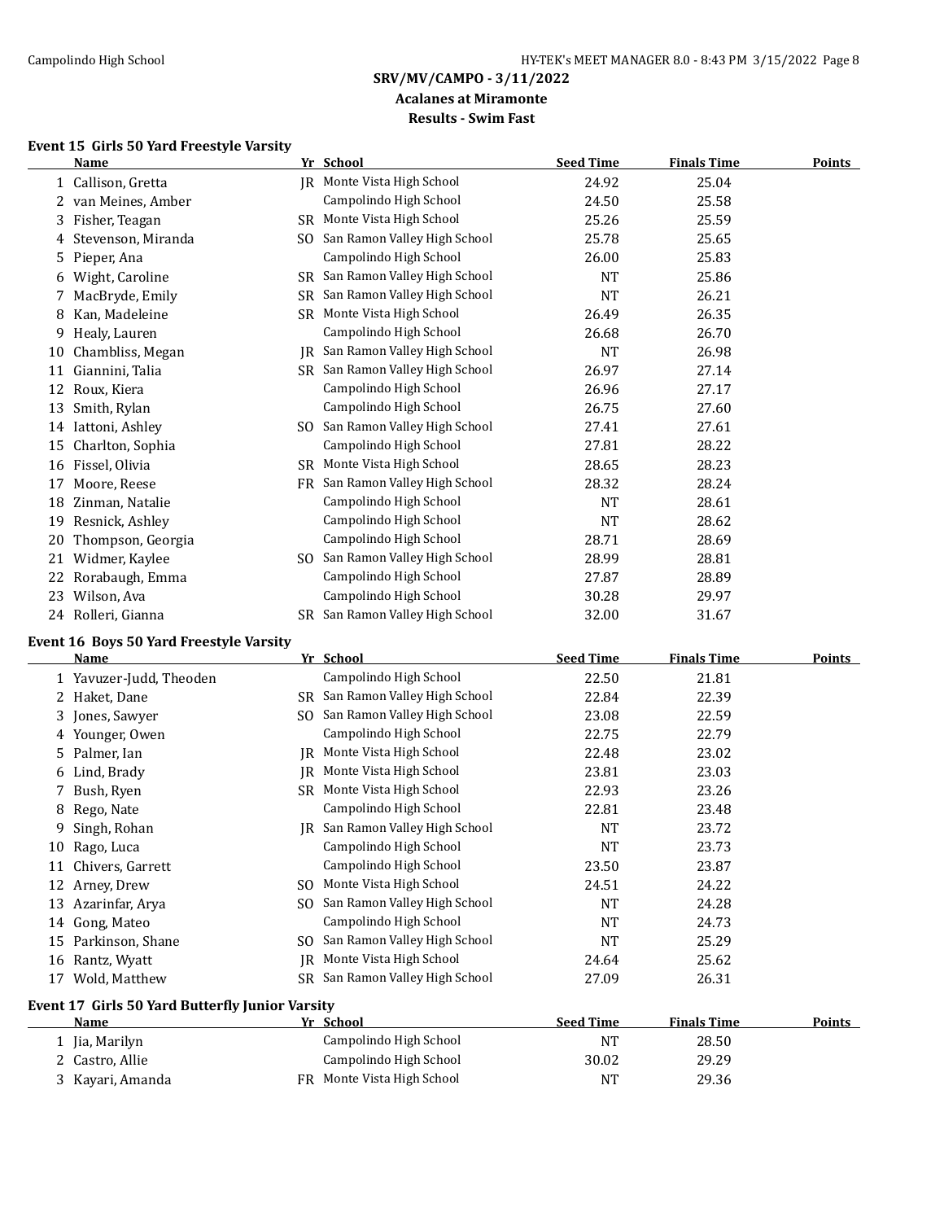## SRV/MV/CAMPO - 3/11/2022

### Acalanes at Miramonte

### Results - Swim Fast

**Event 15 Girls 50 Yard Freestyle Varsity**

| | Name | Yr | School | Seed Time | Finals Time | Points |
|---|---|---|---|---|---|---|
| 1 | Callison, Gretta | JR | Monte Vista High School | 24.92 | 25.04 | |
| 2 | van Meines, Amber | | Campolindo High School | 24.50 | 25.58 | |
| 3 | Fisher, Teagan | SR | Monte Vista High School | 25.26 | 25.59 | |
| 4 | Stevenson, Miranda | SO | San Ramon Valley High School | 25.78 | 25.65 | |
| 5 | Pieper, Ana | | Campolindo High School | 26.00 | 25.83 | |
| 6 | Wight, Caroline | SR | San Ramon Valley High School | NT | 25.86 | |
| 7 | MacBryde, Emily | SR | San Ramon Valley High School | NT | 26.21 | |
| 8 | Kan, Madeleine | SR | Monte Vista High School | 26.49 | 26.35 | |
| 9 | Healy, Lauren | | Campolindo High School | 26.68 | 26.70 | |
| 10 | Chambliss, Megan | JR | San Ramon Valley High School | NT | 26.98 | |
| 11 | Giannini, Talia | SR | San Ramon Valley High School | 26.97 | 27.14 | |
| 12 | Roux, Kiera | | Campolindo High School | 26.96 | 27.17 | |
| 13 | Smith, Rylan | | Campolindo High School | 26.75 | 27.60 | |
| 14 | Iattoni, Ashley | SO | San Ramon Valley High School | 27.41 | 27.61 | |
| 15 | Charlton, Sophia | | Campolindo High School | 27.81 | 28.22 | |
| 16 | Fissel, Olivia | SR | Monte Vista High School | 28.65 | 28.23 | |
| 17 | Moore, Reese | FR | San Ramon Valley High School | 28.32 | 28.24 | |
| 18 | Zinman, Natalie | | Campolindo High School | NT | 28.61 | |
| 19 | Resnick, Ashley | | Campolindo High School | NT | 28.62 | |
| 20 | Thompson, Georgia | | Campolindo High School | 28.71 | 28.69 | |
| 21 | Widmer, Kaylee | SO | San Ramon Valley High School | 28.99 | 28.81 | |
| 22 | Rorabaugh, Emma | | Campolindo High School | 27.87 | 28.89 | |
| 23 | Wilson, Ava | | Campolindo High School | 30.28 | 29.97 | |
| 24 | Rolleri, Gianna | SR | San Ramon Valley High School | 32.00 | 31.67 | |

**Event 16 Boys 50 Yard Freestyle Varsity**

| | Name | Yr | School | Seed Time | Finals Time | Points |
|---|---|---|---|---|---|---|
| 1 | Yavuzer-Judd, Theoden | | Campolindo High School | 22.50 | 21.81 | |
| 2 | Haket, Dane | SR | San Ramon Valley High School | 22.84 | 22.39 | |
| 3 | Jones, Sawyer | SO | San Ramon Valley High School | 23.08 | 22.59 | |
| 4 | Younger, Owen | | Campolindo High School | 22.75 | 22.79 | |
| 5 | Palmer, Ian | JR | Monte Vista High School | 22.48 | 23.02 | |
| 6 | Lind, Brady | JR | Monte Vista High School | 23.81 | 23.03 | |
| 7 | Bush, Ryen | SR | Monte Vista High School | 22.93 | 23.26 | |
| 8 | Rego, Nate | | Campolindo High School | 22.81 | 23.48 | |
| 9 | Singh, Rohan | JR | San Ramon Valley High School | NT | 23.72 | |
| 10 | Rago, Luca | | Campolindo High School | NT | 23.73 | |
| 11 | Chivers, Garrett | | Campolindo High School | 23.50 | 23.87 | |
| 12 | Arney, Drew | SO | Monte Vista High School | 24.51 | 24.22 | |
| 13 | Azarinfar, Arya | SO | San Ramon Valley High School | NT | 24.28 | |
| 14 | Gong, Mateo | | Campolindo High School | NT | 24.73 | |
| 15 | Parkinson, Shane | SO | San Ramon Valley High School | NT | 25.29 | |
| 16 | Rantz, Wyatt | JR | Monte Vista High School | 24.64 | 25.62 | |
| 17 | Wold, Matthew | SR | San Ramon Valley High School | 27.09 | 26.31 | |

**Event 17 Girls 50 Yard Butterfly Junior Varsity**

| | Name | Yr | School | Seed Time | Finals Time | Points |
|---|---|---|---|---|---|---|
| 1 | Jia, Marilyn | | Campolindo High School | NT | 28.50 | |
| 2 | Castro, Allie | | Campolindo High School | 30.02 | 29.29 | |
| 3 | Kayari, Amanda | FR | Monte Vista High School | NT | 29.36 | |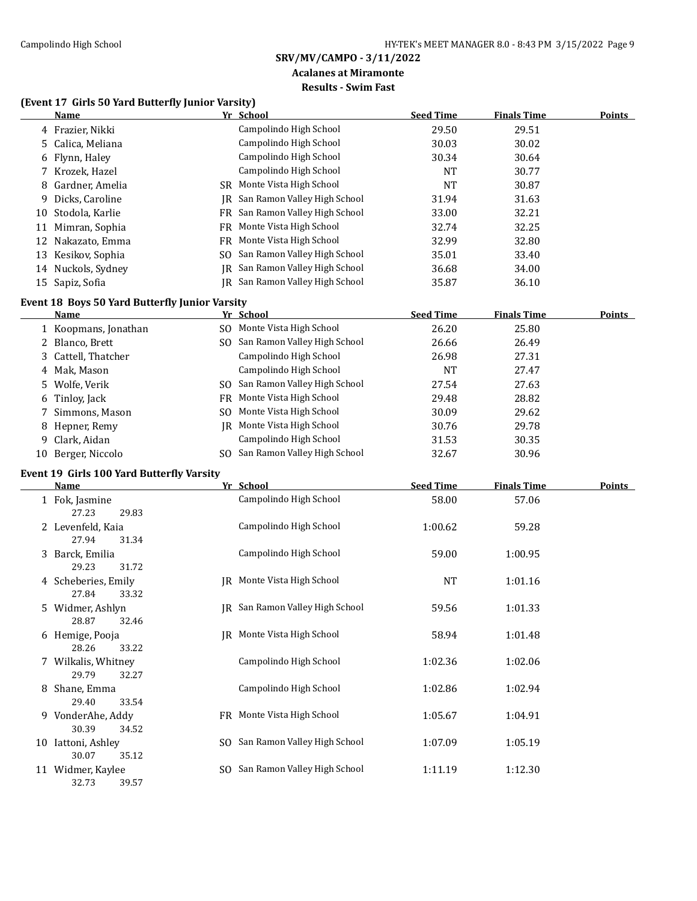## SRV/MV/CAMPO - 3/11/2022

### Acalanes at Miramonte

### Results - Swim Fast

### (Event 17 Girls 50 Yard Butterfly Junior Varsity)

| | Name | Yr | School | Seed Time | Finals Time | Points |
|---|---|---|---|---|---|---|
| 4 | Frazier, Nikki | | Campolindo High School | 29.50 | 29.51 | |
| 5 | Calica, Meliana | | Campolindo High School | 30.03 | 30.02 | |
| 6 | Flynn, Haley | | Campolindo High School | 30.34 | 30.64 | |
| 7 | Krozek, Hazel | | Campolindo High School | NT | 30.77 | |
| 8 | Gardner, Amelia | SR | Monte Vista High School | NT | 30.87 | |
| 9 | Dicks, Caroline | JR | San Ramon Valley High School | 31.94 | 31.63 | |
| 10 | Stodola, Karlie | FR | San Ramon Valley High School | 33.00 | 32.21 | |
| 11 | Mimran, Sophia | FR | Monte Vista High School | 32.74 | 32.25 | |
| 12 | Nakazato, Emma | FR | Monte Vista High School | 32.99 | 32.80 | |
| 13 | Kesikov, Sophia | SO | San Ramon Valley High School | 35.01 | 33.40 | |
| 14 | Nuckols, Sydney | JR | San Ramon Valley High School | 36.68 | 34.00 | |
| 15 | Sapiz, Sofia | JR | San Ramon Valley High School | 35.87 | 36.10 | |

### Event 18 Boys 50 Yard Butterfly Junior Varsity

| | Name | Yr | School | Seed Time | Finals Time | Points |
|---|---|---|---|---|---|---|
| 1 | Koopmans, Jonathan | SO | Monte Vista High School | 26.20 | 25.80 | |
| 2 | Blanco, Brett | SO | San Ramon Valley High School | 26.66 | 26.49 | |
| 3 | Cattell, Thatcher | | Campolindo High School | 26.98 | 27.31 | |
| 4 | Mak, Mason | | Campolindo High School | NT | 27.47 | |
| 5 | Wolfe, Verik | SO | San Ramon Valley High School | 27.54 | 27.63 | |
| 6 | Tinloy, Jack | FR | Monte Vista High School | 29.48 | 28.82 | |
| 7 | Simmons, Mason | SO | Monte Vista High School | 30.09 | 29.62 | |
| 8 | Hepner, Remy | JR | Monte Vista High School | 30.76 | 29.78 | |
| 9 | Clark, Aidan | | Campolindo High School | 31.53 | 30.35 | |
| 10 | Berger, Niccolo | SO | San Ramon Valley High School | 32.67 | 30.96 | |

### Event 19 Girls 100 Yard Butterfly Varsity

| | Name | Yr | School | Seed Time | Finals Time | Points |
|---|---|---|---|---|---|---|
| 1 | Fok, Jasmine | | Campolindo High School | 58.00 | 57.06 | |
| | 27.23 29.83 | | | | | |
| 2 | Levenfeld, Kaia | | Campolindo High School | 1:00.62 | 59.28 | |
| | 27.94 31.34 | | | | | |
| 3 | Barck, Emilia | | Campolindo High School | 59.00 | 1:00.95 | |
| | 29.23 31.72 | | | | | |
| 4 | Scheberies, Emily | JR | Monte Vista High School | NT | 1:01.16 | |
| | 27.84 33.32 | | | | | |
| 5 | Widmer, Ashlyn | JR | San Ramon Valley High School | 59.56 | 1:01.33 | |
| | 28.87 32.46 | | | | | |
| 6 | Hemige, Pooja | JR | Monte Vista High School | 58.94 | 1:01.48 | |
| | 28.26 33.22 | | | | | |
| 7 | Wilkalis, Whitney | | Campolindo High School | 1:02.36 | 1:02.06 | |
| | 29.79 32.27 | | | | | |
| 8 | Shane, Emma | | Campolindo High School | 1:02.86 | 1:02.94 | |
| | 29.40 33.54 | | | | | |
| 9 | VonderAhe, Addy | FR | Monte Vista High School | 1:05.67 | 1:04.91 | |
| | 30.39 34.52 | | | | | |
| 10 | Iattoni, Ashley | SO | San Ramon Valley High School | 1:07.09 | 1:05.19 | |
| | 30.07 35.12 | | | | | |
| 11 | Widmer, Kaylee | SO | San Ramon Valley High School | 1:11.19 | 1:12.30 | |
| | 32.73 39.57 | | | | | |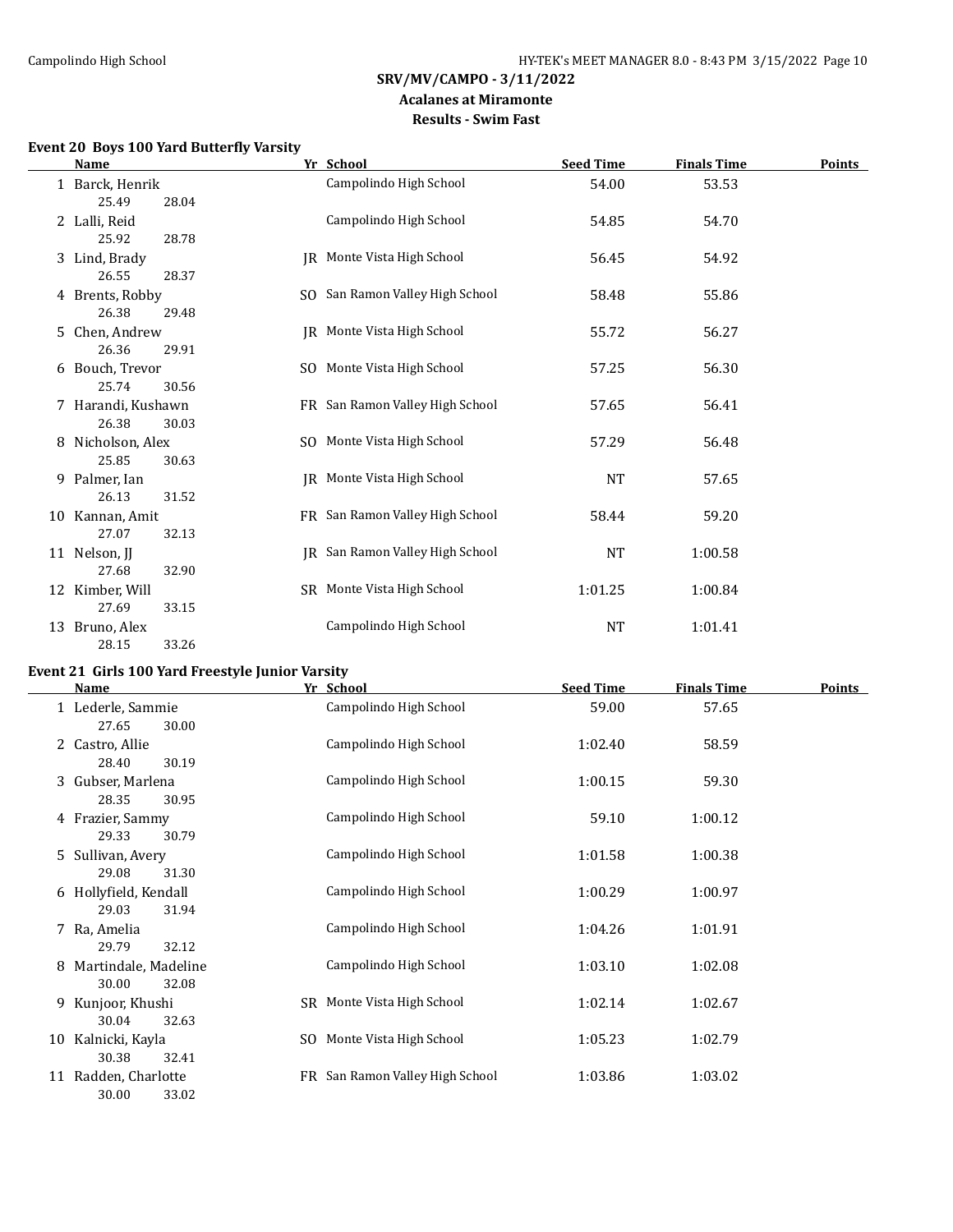## SRV/MV/CAMPO - 3/11/2022
### Acalanes at Miramonte
### Results - Swim Fast

**Event 20 Boys 100 Yard Butterfly Varsity**

| | Name | Yr | School | Seed Time | Finals Time | Points |
|---|---|---|---|---|---|---|
| 1 | Barck, Henrik | | Campolindo High School | 54.00 | 53.53 | |
| | 25.49 28.04 | | | | | |
| 2 | Lalli, Reid | | Campolindo High School | 54.85 | 54.70 | |
| | 25.92 28.78 | | | | | |
| 3 | Lind, Brady | JR | Monte Vista High School | 56.45 | 54.92 | |
| | 26.55 28.37 | | | | | |
| 4 | Brents, Robby | SO | San Ramon Valley High School | 58.48 | 55.86 | |
| | 26.38 29.48 | | | | | |
| 5 | Chen, Andrew | JR | Monte Vista High School | 55.72 | 56.27 | |
| | 26.36 29.91 | | | | | |
| 6 | Bouch, Trevor | SO | Monte Vista High School | 57.25 | 56.30 | |
| | 25.74 30.56 | | | | | |
| 7 | Harandi, Kushawn | FR | San Ramon Valley High School | 57.65 | 56.41 | |
| | 26.38 30.03 | | | | | |
| 8 | Nicholson, Alex | SO | Monte Vista High School | 57.29 | 56.48 | |
| | 25.85 30.63 | | | | | |
| 9 | Palmer, Ian | JR | Monte Vista High School | NT | 57.65 | |
| | 26.13 31.52 | | | | | |
| 10 | Kannan, Amit | FR | San Ramon Valley High School | 58.44 | 59.20 | |
| | 27.07 32.13 | | | | | |
| 11 | Nelson, JJ | JR | San Ramon Valley High School | NT | 1:00.58 | |
| | 27.68 32.90 | | | | | |
| 12 | Kimber, Will | SR | Monte Vista High School | 1:01.25 | 1:00.84 | |
| | 27.69 33.15 | | | | | |
| 13 | Bruno, Alex | | Campolindo High School | NT | 1:01.41 | |
| | 28.15 33.26 | | | | | |

**Event 21 Girls 100 Yard Freestyle Junior Varsity**

| | Name | Yr | School | Seed Time | Finals Time | Points |
|---|---|---|---|---|---|---|
| 1 | Lederle, Sammie | | Campolindo High School | 59.00 | 57.65 | |
| | 27.65 30.00 | | | | | |
| 2 | Castro, Allie | | Campolindo High School | 1:02.40 | 58.59 | |
| | 28.40 30.19 | | | | | |
| 3 | Gubser, Marlena | | Campolindo High School | 1:00.15 | 59.30 | |
| | 28.35 30.95 | | | | | |
| 4 | Frazier, Sammy | | Campolindo High School | 59.10 | 1:00.12 | |
| | 29.33 30.79 | | | | | |
| 5 | Sullivan, Avery | | Campolindo High School | 1:01.58 | 1:00.38 | |
| | 29.08 31.30 | | | | | |
| 6 | Hollyfield, Kendall | | Campolindo High School | 1:00.29 | 1:00.97 | |
| | 29.03 31.94 | | | | | |
| 7 | Ra, Amelia | | Campolindo High School | 1:04.26 | 1:01.91 | |
| | 29.79 32.12 | | | | | |
| 8 | Martindale, Madeline | | Campolindo High School | 1:03.10 | 1:02.08 | |
| | 30.00 32.08 | | | | | |
| 9 | Kunjoor, Khushi | SR | Monte Vista High School | 1:02.14 | 1:02.67 | |
| | 30.04 32.63 | | | | | |
| 10 | Kalnicki, Kayla | SO | Monte Vista High School | 1:05.23 | 1:02.79 | |
| | 30.38 32.41 | | | | | |
| 11 | Radden, Charlotte | FR | San Ramon Valley High School | 1:03.86 | 1:03.02 | |
| | 30.00 33.02 | | | | | |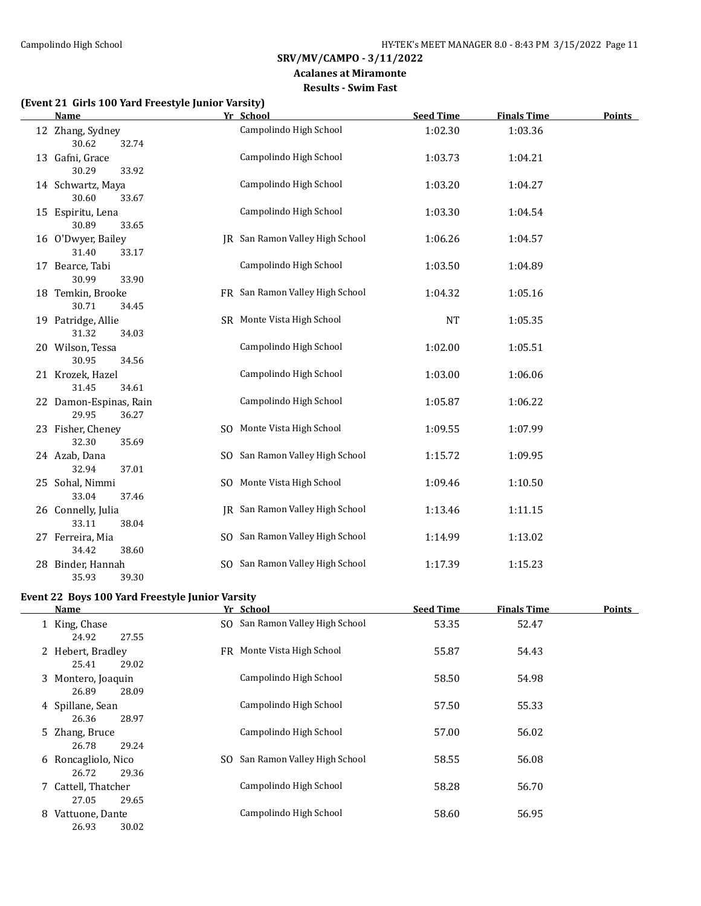## SRV/MV/CAMPO - 3/11/2022

### Acalanes at Miramonte

### Results - Swim Fast

**(Event 21 Girls 100 Yard Freestyle Junior Varsity)**

| | Name | Yr | School | Seed Time | Finals Time | Points |
|---|---|---|---|---|---|---|
| 12 | Zhang, Sydney | | Campolindo High School | 1:02.30 | 1:03.36 | |
| | 30.62 32.74 | | | | | |
| 13 | Gafni, Grace | | Campolindo High School | 1:03.73 | 1:04.21 | |
| | 30.29 33.92 | | | | | |
| 14 | Schwartz, Maya | | Campolindo High School | 1:03.20 | 1:04.27 | |
| | 30.60 33.67 | | | | | |
| 15 | Espiritu, Lena | | Campolindo High School | 1:03.30 | 1:04.54 | |
| | 30.89 33.65 | | | | | |
| 16 | O'Dwyer, Bailey | JR | San Ramon Valley High School | 1:06.26 | 1:04.57 | |
| | 31.40 33.17 | | | | | |
| 17 | Bearce, Tabi | | Campolindo High School | 1:03.50 | 1:04.89 | |
| | 30.99 33.90 | | | | | |
| 18 | Temkin, Brooke | FR | San Ramon Valley High School | 1:04.32 | 1:05.16 | |
| | 30.71 34.45 | | | | | |
| 19 | Patridge, Allie | SR | Monte Vista High School | NT | 1:05.35 | |
| | 31.32 34.03 | | | | | |
| 20 | Wilson, Tessa | | Campolindo High School | 1:02.00 | 1:05.51 | |
| | 30.95 34.56 | | | | | |
| 21 | Krozek, Hazel | | Campolindo High School | 1:03.00 | 1:06.06 | |
| | 31.45 34.61 | | | | | |
| 22 | Damon-Espinas, Rain | | Campolindo High School | 1:05.87 | 1:06.22 | |
| | 29.95 36.27 | | | | | |
| 23 | Fisher, Cheney | SO | Monte Vista High School | 1:09.55 | 1:07.99 | |
| | 32.30 35.69 | | | | | |
| 24 | Azab, Dana | SO | San Ramon Valley High School | 1:15.72 | 1:09.95 | |
| | 32.94 37.01 | | | | | |
| 25 | Sohal, Nimmi | SO | Monte Vista High School | 1:09.46 | 1:10.50 | |
| | 33.04 37.46 | | | | | |
| 26 | Connelly, Julia | JR | San Ramon Valley High School | 1:13.46 | 1:11.15 | |
| | 33.11 38.04 | | | | | |
| 27 | Ferreira, Mia | SO | San Ramon Valley High School | 1:14.99 | 1:13.02 | |
| | 34.42 38.60 | | | | | |
| 28 | Binder, Hannah | SO | San Ramon Valley High School | 1:17.39 | 1:15.23 | |
| | 35.93 39.30 | | | | | |

**Event 22 Boys 100 Yard Freestyle Junior Varsity**

| | Name | Yr | School | Seed Time | Finals Time | Points |
|---|---|---|---|---|---|---|
| 1 | King, Chase | SO | San Ramon Valley High School | 53.35 | 52.47 | |
| | 24.92 27.55 | | | | | |
| 2 | Hebert, Bradley | FR | Monte Vista High School | 55.87 | 54.43 | |
| | 25.41 29.02 | | | | | |
| 3 | Montero, Joaquin | | Campolindo High School | 58.50 | 54.98 | |
| | 26.89 28.09 | | | | | |
| 4 | Spillane, Sean | | Campolindo High School | 57.50 | 55.33 | |
| | 26.36 28.97 | | | | | |
| 5 | Zhang, Bruce | | Campolindo High School | 57.00 | 56.02 | |
| | 26.78 29.24 | | | | | |
| 6 | Roncagliolo, Nico | SO | San Ramon Valley High School | 58.55 | 56.08 | |
| | 26.72 29.36 | | | | | |
| 7 | Cattell, Thatcher | | Campolindo High School | 58.28 | 56.70 | |
| | 27.05 29.65 | | | | | |
| 8 | Vattuone, Dante | | Campolindo High School | 58.60 | 56.95 | |
| | 26.93 30.02 | | | | | |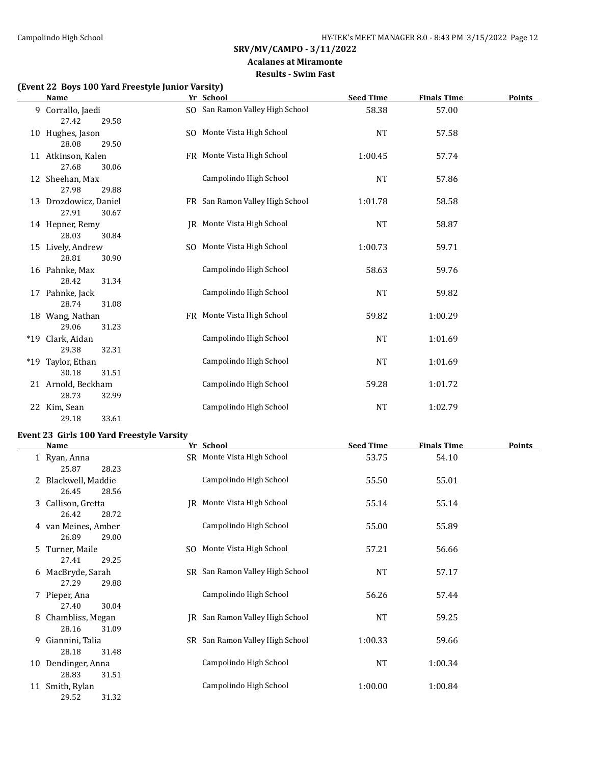## SRV/MV/CAMPO - 3/11/2022
### Acalanes at Miramonte
### Results - Swim Fast

**(Event 22 Boys 100 Yard Freestyle Junior Varsity)**

| | Name | Yr | School | Seed Time | Finals Time | Points |
|---|---|---|---|---|---|---|
| 9 | Corrallo, Jaedi | SO | San Ramon Valley High School | 58.38 | 57.00 | |
| | 27.42 29.58 | | | | | |
| 10 | Hughes, Jason | SO | Monte Vista High School | NT | 57.58 | |
| | 28.08 29.50 | | | | | |
| 11 | Atkinson, Kalen | FR | Monte Vista High School | 1:00.45 | 57.74 | |
| | 27.68 30.06 | | | | | |
| 12 | Sheehan, Max | | Campolindo High School | NT | 57.86 | |
| | 27.98 29.88 | | | | | |
| 13 | Drozdowicz, Daniel | FR | San Ramon Valley High School | 1:01.78 | 58.58 | |
| | 27.91 30.67 | | | | | |
| 14 | Hepner, Remy | JR | Monte Vista High School | NT | 58.87 | |
| | 28.03 30.84 | | | | | |
| 15 | Lively, Andrew | SO | Monte Vista High School | 1:00.73 | 59.71 | |
| | 28.81 30.90 | | | | | |
| 16 | Pahnke, Max | | Campolindo High School | 58.63 | 59.76 | |
| | 28.42 31.34 | | | | | |
| 17 | Pahnke, Jack | | Campolindo High School | NT | 59.82 | |
| | 28.74 31.08 | | | | | |
| 18 | Wang, Nathan | FR | Monte Vista High School | 59.82 | 1:00.29 | |
| | 29.06 31.23 | | | | | |
| *19 | Clark, Aidan | | Campolindo High School | NT | 1:01.69 | |
| | 29.38 32.31 | | | | | |
| *19 | Taylor, Ethan | | Campolindo High School | NT | 1:01.69 | |
| | 30.18 31.51 | | | | | |
| 21 | Arnold, Beckham | | Campolindo High School | 59.28 | 1:01.72 | |
| | 28.73 32.99 | | | | | |
| 22 | Kim, Sean | | Campolindo High School | NT | 1:02.79 | |
| | 29.18 33.61 | | | | | |

**Event 23 Girls 100 Yard Freestyle Varsity**

| | Name | Yr | School | Seed Time | Finals Time | Points |
|---|---|---|---|---|---|---|
| 1 | Ryan, Anna | SR | Monte Vista High School | 53.75 | 54.10 | |
| | 25.87 28.23 | | | | | |
| 2 | Blackwell, Maddie | | Campolindo High School | 55.50 | 55.01 | |
| | 26.45 28.56 | | | | | |
| 3 | Callison, Gretta | JR | Monte Vista High School | 55.14 | 55.14 | |
| | 26.42 28.72 | | | | | |
| 4 | van Meines, Amber | | Campolindo High School | 55.00 | 55.89 | |
| | 26.89 29.00 | | | | | |
| 5 | Turner, Maile | SO | Monte Vista High School | 57.21 | 56.66 | |
| | 27.41 29.25 | | | | | |
| 6 | MacBryde, Sarah | SR | San Ramon Valley High School | NT | 57.17 | |
| | 27.29 29.88 | | | | | |
| 7 | Pieper, Ana | | Campolindo High School | 56.26 | 57.44 | |
| | 27.40 30.04 | | | | | |
| 8 | Chambliss, Megan | JR | San Ramon Valley High School | NT | 59.25 | |
| | 28.16 31.09 | | | | | |
| 9 | Giannini, Talia | SR | San Ramon Valley High School | 1:00.33 | 59.66 | |
| | 28.18 31.48 | | | | | |
| 10 | Dendinger, Anna | | Campolindo High School | NT | 1:00.34 | |
| | 28.83 31.51 | | | | | |
| 11 | Smith, Rylan | | Campolindo High School | 1:00.00 | 1:00.84 | |
| | 29.52 31.32 | | | | | |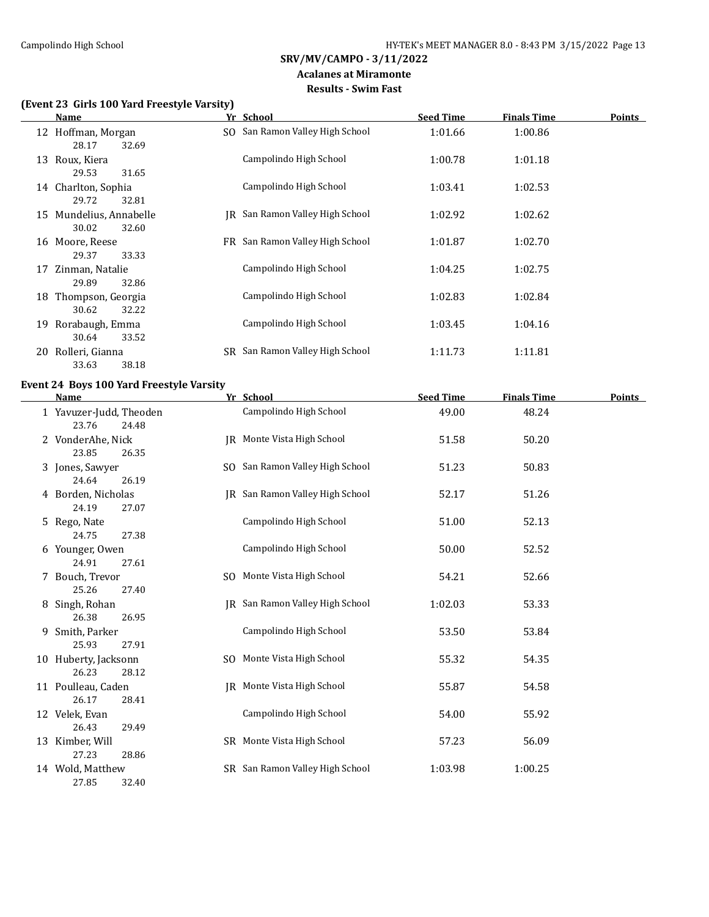## SRV/MV/CAMPO - 3/11/2022

**Acalanes at Miramonte**

**Results - Swim Fast**

### (Event 23 Girls 100 Yard Freestyle Varsity)

| | Name | Yr | School | Seed Time | Finals Time | Points |
|---|---|---|---|---|---|---|
| 12 | Hoffman, Morgan | SO | San Ramon Valley High School | 1:01.66 | 1:00.86 | |
| | 28.17 32.69 | | | | | |
| 13 | Roux, Kiera | | Campolindo High School | 1:00.78 | 1:01.18 | |
| | 29.53 31.65 | | | | | |
| 14 | Charlton, Sophia | | Campolindo High School | 1:03.41 | 1:02.53 | |
| | 29.72 32.81 | | | | | |
| 15 | Mundelius, Annabelle | JR | San Ramon Valley High School | 1:02.92 | 1:02.62 | |
| | 30.02 32.60 | | | | | |
| 16 | Moore, Reese | FR | San Ramon Valley High School | 1:01.87 | 1:02.70 | |
| | 29.37 33.33 | | | | | |
| 17 | Zinman, Natalie | | Campolindo High School | 1:04.25 | 1:02.75 | |
| | 29.89 32.86 | | | | | |
| 18 | Thompson, Georgia | | Campolindo High School | 1:02.83 | 1:02.84 | |
| | 30.62 32.22 | | | | | |
| 19 | Rorabaugh, Emma | | Campolindo High School | 1:03.45 | 1:04.16 | |
| | 30.64 33.52 | | | | | |
| 20 | Rolleri, Gianna | SR | San Ramon Valley High School | 1:11.73 | 1:11.81 | |
| | 33.63 38.18 | | | | | |

### Event 24 Boys 100 Yard Freestyle Varsity

| | Name | Yr | School | Seed Time | Finals Time | Points |
|---|---|---|---|---|---|---|
| 1 | Yavuzer-Judd, Theoden | | Campolindo High School | 49.00 | 48.24 | |
| | 23.76 24.48 | | | | | |
| 2 | VonderAhe, Nick | JR | Monte Vista High School | 51.58 | 50.20 | |
| | 23.85 26.35 | | | | | |
| 3 | Jones, Sawyer | SO | San Ramon Valley High School | 51.23 | 50.83 | |
| | 24.64 26.19 | | | | | |
| 4 | Borden, Nicholas | JR | San Ramon Valley High School | 52.17 | 51.26 | |
| | 24.19 27.07 | | | | | |
| 5 | Rego, Nate | | Campolindo High School | 51.00 | 52.13 | |
| | 24.75 27.38 | | | | | |
| 6 | Younger, Owen | | Campolindo High School | 50.00 | 52.52 | |
| | 24.91 27.61 | | | | | |
| 7 | Bouch, Trevor | SO | Monte Vista High School | 54.21 | 52.66 | |
| | 25.26 27.40 | | | | | |
| 8 | Singh, Rohan | JR | San Ramon Valley High School | 1:02.03 | 53.33 | |
| | 26.38 26.95 | | | | | |
| 9 | Smith, Parker | | Campolindo High School | 53.50 | 53.84 | |
| | 25.93 27.91 | | | | | |
| 10 | Huberty, Jacksonn | SO | Monte Vista High School | 55.32 | 54.35 | |
| | 26.23 28.12 | | | | | |
| 11 | Poulleau, Caden | JR | Monte Vista High School | 55.87 | 54.58 | |
| | 26.17 28.41 | | | | | |
| 12 | Velek, Evan | | Campolindo High School | 54.00 | 55.92 | |
| | 26.43 29.49 | | | | | |
| 13 | Kimber, Will | SR | Monte Vista High School | 57.23 | 56.09 | |
| | 27.23 28.86 | | | | | |
| 14 | Wold, Matthew | SR | San Ramon Valley High School | 1:03.98 | 1:00.25 | |
| | 27.85 32.40 | | | | | |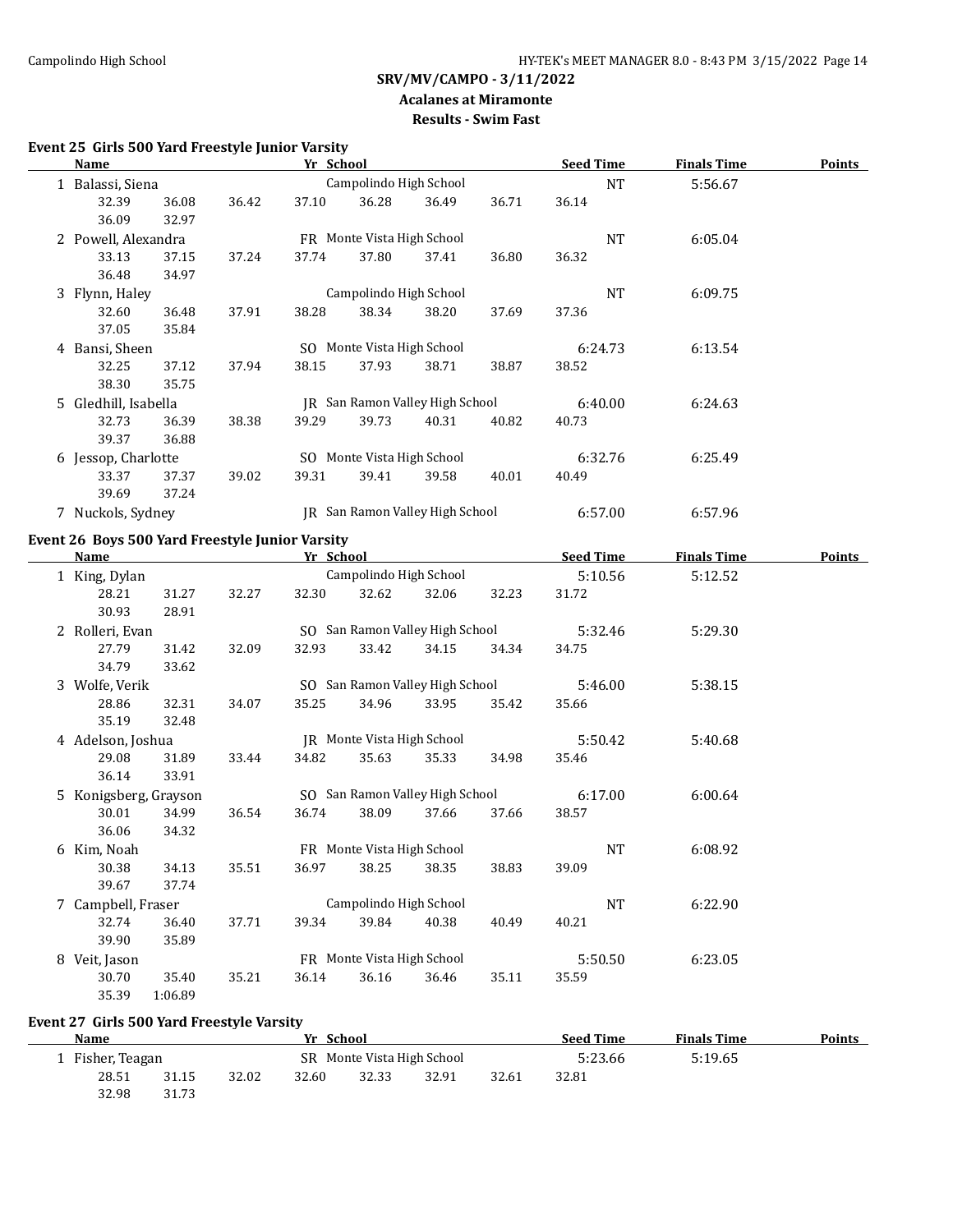**SRV/MV/CAMPO - 3/11/2022**
**Acalanes at Miramonte**
**Results - Swim Fast**

### Event 25 Girls 500 Yard Freestyle Junior Varsity

| | Name | Yr | School | Seed Time | Finals Time | Points |
|---|---|---|---|---|---|---|
| 1 | Balassi, Siena | | Campolindo High School | NT | 5:56.67 | |
| | 32.39 36.08 36.42 37.10 36.28 36.49 36.71 36.14 36.09 32.97 | | | | | |
| 2 | Powell, Alexandra | FR | Monte Vista High School | NT | 6:05.04 | |
| | 33.13 37.15 37.24 37.74 37.80 37.41 36.80 36.32 36.48 34.97 | | | | | |
| 3 | Flynn, Haley | | Campolindo High School | NT | 6:09.75 | |
| | 32.60 36.48 37.91 38.28 38.34 38.20 37.69 37.36 37.05 35.84 | | | | | |
| 4 | Bansi, Sheen | SO | Monte Vista High School | 6:24.73 | 6:13.54 | |
| | 32.25 37.12 37.94 38.15 37.93 38.71 38.87 38.52 38.30 35.75 | | | | | |
| 5 | Gledhill, Isabella | JR | San Ramon Valley High School | 6:40.00 | 6:24.63 | |
| | 32.73 36.39 38.38 39.29 39.73 40.31 40.82 40.73 39.37 36.88 | | | | | |
| 6 | Jessop, Charlotte | SO | Monte Vista High School | 6:32.76 | 6:25.49 | |
| | 33.37 37.37 39.02 39.31 39.41 39.58 40.01 40.49 39.69 37.24 | | | | | |
| 7 | Nuckols, Sydney | JR | San Ramon Valley High School | 6:57.00 | 6:57.96 | |

### Event 26 Boys 500 Yard Freestyle Junior Varsity

| | Name | Yr | School | Seed Time | Finals Time | Points |
|---|---|---|---|---|---|---|
| 1 | King, Dylan | | Campolindo High School | 5:10.56 | 5:12.52 | |
| | 28.21 31.27 32.27 32.30 32.62 32.06 32.23 31.72 30.93 28.91 | | | | | |
| 2 | Rolleri, Evan | SO | San Ramon Valley High School | 5:32.46 | 5:29.30 | |
| | 27.79 31.42 32.09 32.93 33.42 34.15 34.34 34.75 34.79 33.62 | | | | | |
| 3 | Wolfe, Verik | SO | San Ramon Valley High School | 5:46.00 | 5:38.15 | |
| | 28.86 32.31 34.07 35.25 34.96 33.95 35.42 35.66 35.19 32.48 | | | | | |
| 4 | Adelson, Joshua | JR | Monte Vista High School | 5:50.42 | 5:40.68 | |
| | 29.08 31.89 33.44 34.82 35.63 35.33 34.98 35.46 36.14 33.91 | | | | | |
| 5 | Konigsberg, Grayson | SO | San Ramon Valley High School | 6:17.00 | 6:00.64 | |
| | 30.01 34.99 36.54 36.74 38.09 37.66 37.66 38.57 36.06 34.32 | | | | | |
| 6 | Kim, Noah | FR | Monte Vista High School | NT | 6:08.92 | |
| | 30.38 34.13 35.51 36.97 38.25 38.35 38.83 39.09 39.67 37.74 | | | | | |
| 7 | Campbell, Fraser | | Campolindo High School | NT | 6:22.90 | |
| | 32.74 36.40 37.71 39.34 39.84 40.38 40.49 40.21 39.90 35.89 | | | | | |
| 8 | Veit, Jason | FR | Monte Vista High School | 5:50.50 | 6:23.05 | |
| | 30.70 35.40 35.21 36.14 36.16 36.46 35.11 35.59 35.39 1:06.89 | | | | | |

### Event 27 Girls 500 Yard Freestyle Varsity

| | Name | Yr | School | Seed Time | Finals Time | Points |
|---|---|---|---|---|---|---|
| 1 | Fisher, Teagan | SR | Monte Vista High School | 5:23.66 | 5:19.65 | |
| | 28.51 31.15 32.02 32.60 32.33 32.91 32.61 32.81 32.98 31.73 | | | | | |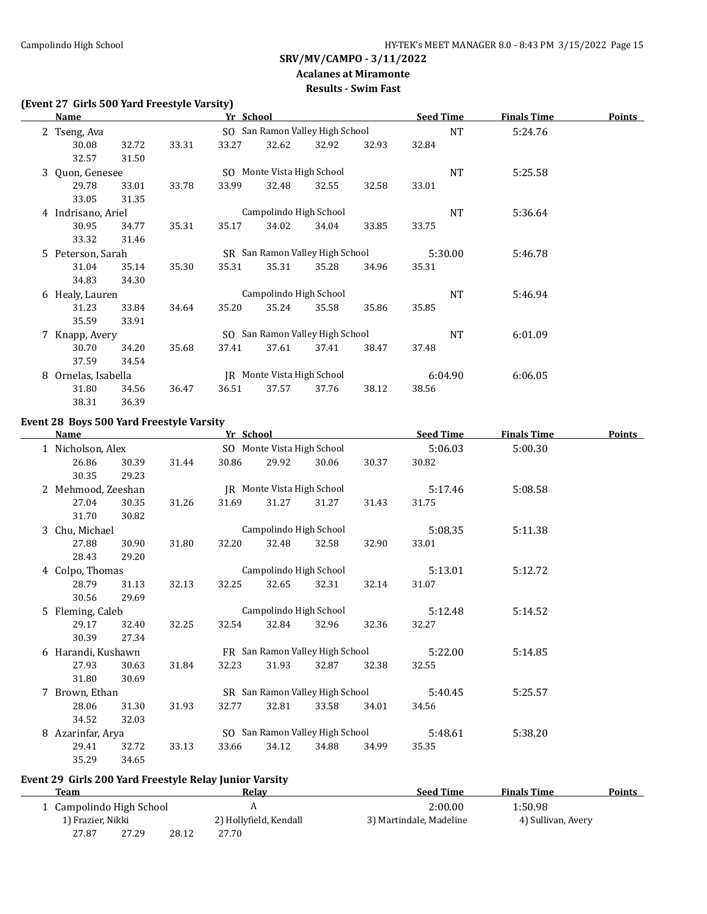## SRV/MV/CAMPO - 3/11/2022

**Acalanes at Miramonte**

**Results - Swim Fast**

### (Event 27 Girls 500 Yard Freestyle Varsity)

| | Name | Yr | School | Seed Time | Finals Time | Points |
|---|---|---|---|---|---|---|
| 2 | Tseng, Ava | SO | San Ramon Valley High School | NT | 5:24.76 | |
| | 30.08 32.72 33.31 33.27 32.62 32.92 32.93 32.84 32.57 31.50 | | | | | |
| 3 | Quon, Genesee | SO | Monte Vista High School | NT | 5:25.58 | |
| | 29.78 33.01 33.78 33.99 32.48 32.55 32.58 33.01 33.05 31.35 | | | | | |
| 4 | Indrisano, Ariel | | Campolindo High School | NT | 5:36.64 | |
| | 30.95 34.77 35.31 35.17 34.02 34.04 33.85 33.75 33.32 31.46 | | | | | |
| 5 | Peterson, Sarah | SR | San Ramon Valley High School | 5:30.00 | 5:46.78 | |
| | 31.04 35.14 35.30 35.31 35.31 35.28 34.96 35.31 34.83 34.30 | | | | | |
| 6 | Healy, Lauren | | Campolindo High School | NT | 5:46.94 | |
| | 31.23 33.84 34.64 35.20 35.24 35.58 35.86 35.85 35.59 33.91 | | | | | |
| 7 | Knapp, Avery | SO | San Ramon Valley High School | NT | 6:01.09 | |
| | 30.70 34.20 35.68 37.41 37.61 37.41 38.47 37.48 37.59 34.54 | | | | | |
| 8 | Ornelas, Isabella | JR | Monte Vista High School | 6:04.90 | 6:06.05 | |
| | 31.80 34.56 36.47 36.51 37.57 37.76 38.12 38.56 38.31 36.39 | | | | | |

### Event 28 Boys 500 Yard Freestyle Varsity

| | Name | Yr | School | Seed Time | Finals Time | Points |
|---|---|---|---|---|---|---|
| 1 | Nicholson, Alex | SO | Monte Vista High School | 5:06.03 | 5:00.30 | |
| | 26.86 30.39 31.44 30.86 29.92 30.06 30.37 30.82 30.35 29.23 | | | | | |
| 2 | Mehmood, Zeeshan | JR | Monte Vista High School | 5:17.46 | 5:08.58 | |
| | 27.04 30.35 31.26 31.69 31.27 31.27 31.43 31.75 31.70 30.82 | | | | | |
| 3 | Chu, Michael | | Campolindo High School | 5:08.35 | 5:11.38 | |
| | 27.88 30.90 31.80 32.20 32.48 32.58 32.90 33.01 28.43 29.20 | | | | | |
| 4 | Colpo, Thomas | | Campolindo High School | 5:13.01 | 5:12.72 | |
| | 28.79 31.13 32.13 32.25 32.65 32.31 32.14 31.07 30.56 29.69 | | | | | |
| 5 | Fleming, Caleb | | Campolindo High School | 5:12.48 | 5:14.52 | |
| | 29.17 32.40 32.25 32.54 32.84 32.96 32.36 32.27 30.39 27.34 | | | | | |
| 6 | Harandi, Kushawn | FR | San Ramon Valley High School | 5:22.00 | 5:14.85 | |
| | 27.93 30.63 31.84 32.23 31.93 32.87 32.38 32.55 31.80 30.69 | | | | | |
| 7 | Brown, Ethan | SR | San Ramon Valley High School | 5:40.45 | 5:25.57 | |
| | 28.06 31.30 31.93 32.77 32.81 33.58 34.01 34.56 34.52 32.03 | | | | | |
| 8 | Azarinfar, Arya | SO | San Ramon Valley High School | 5:48.61 | 5:38.20 | |
| | 29.41 32.72 33.13 33.66 34.12 34.88 34.99 35.35 35.29 34.65 | | | | | |

### Event 29 Girls 200 Yard Freestyle Relay Junior Varsity

| | Team | Relay | Seed Time | Finals Time | Points |
|---|---|---|---|---|---|
| 1 | Campolindo High School | A | 2:00.00 | 1:50.98 | |
| | 1) Frazier, Nikki | 2) Hollyfield, Kendall | 3) Martindale, Madeline | 4) Sullivan, Avery | |
| | 27.87 27.29 28.12 27.70 | | | | |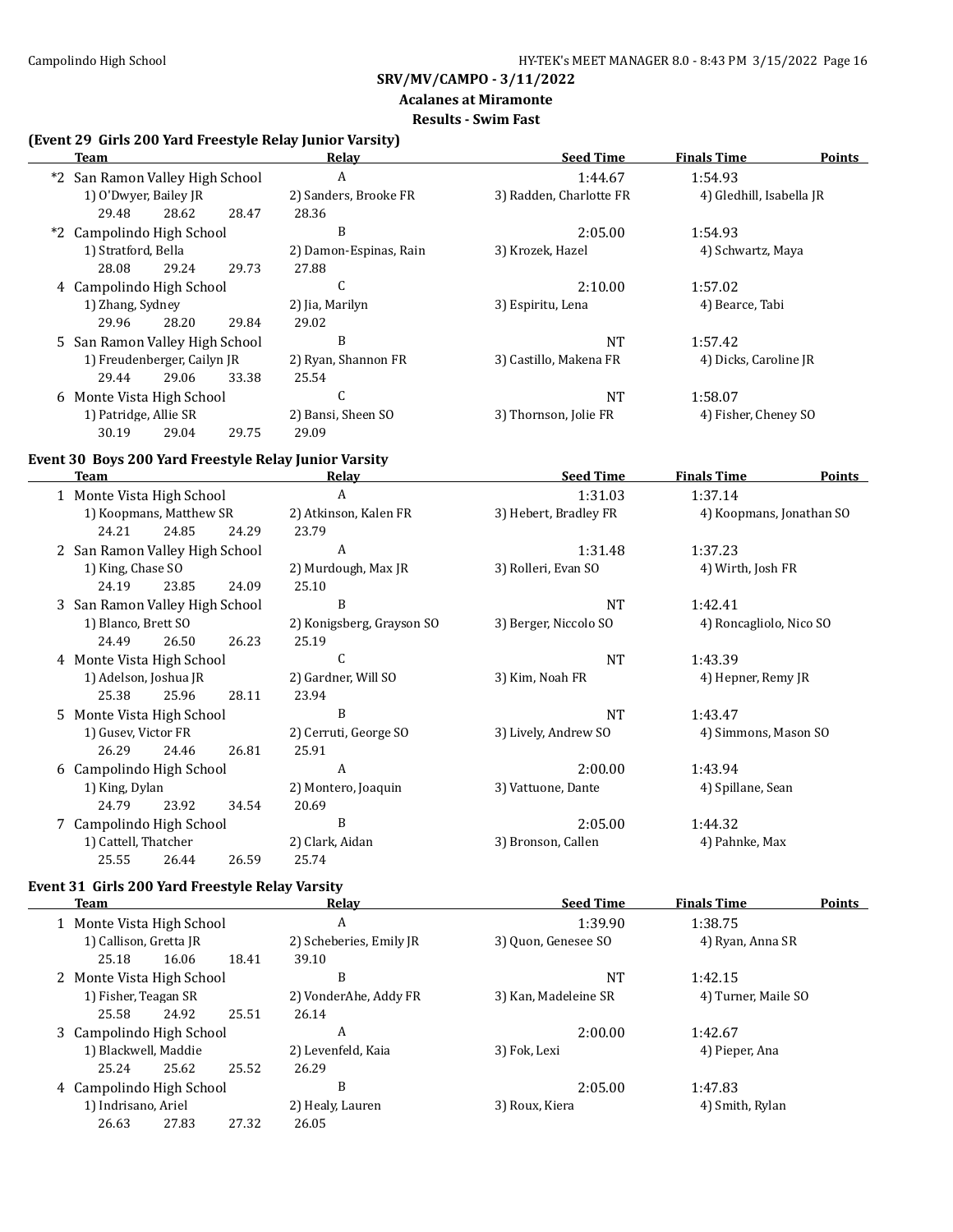## SRV/MV/CAMPO - 3/11/2022

### Acalanes at Miramonte

### Results - Swim Fast

**(Event 29 Girls 200 Yard Freestyle Relay Junior Varsity)**

| | Team | Relay | Seed Time | Finals Time | Points |
|---|---|---|---|---|---|
| *2 | San Ramon Valley High School | A | 1:44.67 | 1:54.93 | |
| | 1) O'Dwyer, Bailey JR | 2) Sanders, Brooke FR | 3) Radden, Charlotte FR | 4) Gledhill, Isabella JR | |
| | 29.48 28.62 28.47 | 28.36 | | | |
| *2 | Campolindo High School | B | 2:05.00 | 1:54.93 | |
| | 1) Stratford, Bella | 2) Damon-Espinas, Rain | 3) Krozek, Hazel | 4) Schwartz, Maya | |
| | 28.08 29.24 29.73 | 27.88 | | | |
| 4 | Campolindo High School | C | 2:10.00 | 1:57.02 | |
| | 1) Zhang, Sydney | 2) Jia, Marilyn | 3) Espiritu, Lena | 4) Bearce, Tabi | |
| | 29.96 28.20 29.84 | 29.02 | | | |
| 5 | San Ramon Valley High School | B | NT | 1:57.42 | |
| | 1) Freudenberger, Cailyn JR | 2) Ryan, Shannon FR | 3) Castillo, Makena FR | 4) Dicks, Caroline JR | |
| | 29.44 29.06 33.38 | 25.54 | | | |
| 6 | Monte Vista High School | C | NT | 1:58.07 | |
| | 1) Patridge, Allie SR | 2) Bansi, Sheen SO | 3) Thornson, Jolie FR | 4) Fisher, Cheney SO | |
| | 30.19 29.04 29.75 | 29.09 | | | |

**Event 30 Boys 200 Yard Freestyle Relay Junior Varsity**

| | Team | Relay | Seed Time | Finals Time | Points |
|---|---|---|---|---|---|
| 1 | Monte Vista High School | A | 1:31.03 | 1:37.14 | |
| | 1) Koopmans, Matthew SR | 2) Atkinson, Kalen FR | 3) Hebert, Bradley FR | 4) Koopmans, Jonathan SO | |
| | 24.21 24.85 24.29 | 23.79 | | | |
| 2 | San Ramon Valley High School | A | 1:31.48 | 1:37.23 | |
| | 1) King, Chase SO | 2) Murdough, Max JR | 3) Rolleri, Evan SO | 4) Wirth, Josh FR | |
| | 24.19 23.85 24.09 | 25.10 | | | |
| 3 | San Ramon Valley High School | B | NT | 1:42.41 | |
| | 1) Blanco, Brett SO | 2) Konigsberg, Grayson SO | 3) Berger, Niccolo SO | 4) Roncagliolo, Nico SO | |
| | 24.49 26.50 26.23 | 25.19 | | | |
| 4 | Monte Vista High School | C | NT | 1:43.39 | |
| | 1) Adelson, Joshua JR | 2) Gardner, Will SO | 3) Kim, Noah FR | 4) Hepner, Remy JR | |
| | 25.38 25.96 28.11 | 23.94 | | | |
| 5 | Monte Vista High School | B | NT | 1:43.47 | |
| | 1) Gusev, Victor FR | 2) Cerruti, George SO | 3) Lively, Andrew SO | 4) Simmons, Mason SO | |
| | 26.29 24.46 26.81 | 25.91 | | | |
| 6 | Campolindo High School | A | 2:00.00 | 1:43.94 | |
| | 1) King, Dylan | 2) Montero, Joaquin | 3) Vattuone, Dante | 4) Spillane, Sean | |
| | 24.79 23.92 34.54 | 20.69 | | | |
| 7 | Campolindo High School | B | 2:05.00 | 1:44.32 | |
| | 1) Cattell, Thatcher | 2) Clark, Aidan | 3) Bronson, Callen | 4) Pahnke, Max | |
| | 25.55 26.44 26.59 | 25.74 | | | |

**Event 31 Girls 200 Yard Freestyle Relay Varsity**

| | Team | Relay | Seed Time | Finals Time | Points |
|---|---|---|---|---|---|
| 1 | Monte Vista High School | A | 1:39.90 | 1:38.75 | |
| | 1) Callison, Gretta JR | 2) Scheberies, Emily JR | 3) Quon, Genesee SO | 4) Ryan, Anna SR | |
| | 25.18 16.06 18.41 | 39.10 | | | |
| 2 | Monte Vista High School | B | NT | 1:42.15 | |
| | 1) Fisher, Teagan SR | 2) VonderAhe, Addy FR | 3) Kan, Madeleine SR | 4) Turner, Maile SO | |
| | 25.58 24.92 25.51 | 26.14 | | | |
| 3 | Campolindo High School | A | 2:00.00 | 1:42.67 | |
| | 1) Blackwell, Maddie | 2) Levenfeld, Kaia | 3) Fok, Lexi | 4) Pieper, Ana | |
| | 25.24 25.62 25.52 | 26.29 | | | |
| 4 | Campolindo High School | B | 2:05.00 | 1:47.83 | |
| | 1) Indrisano, Ariel | 2) Healy, Lauren | 3) Roux, Kiera | 4) Smith, Rylan | |
| | 26.63 27.83 27.32 | 26.05 | | | |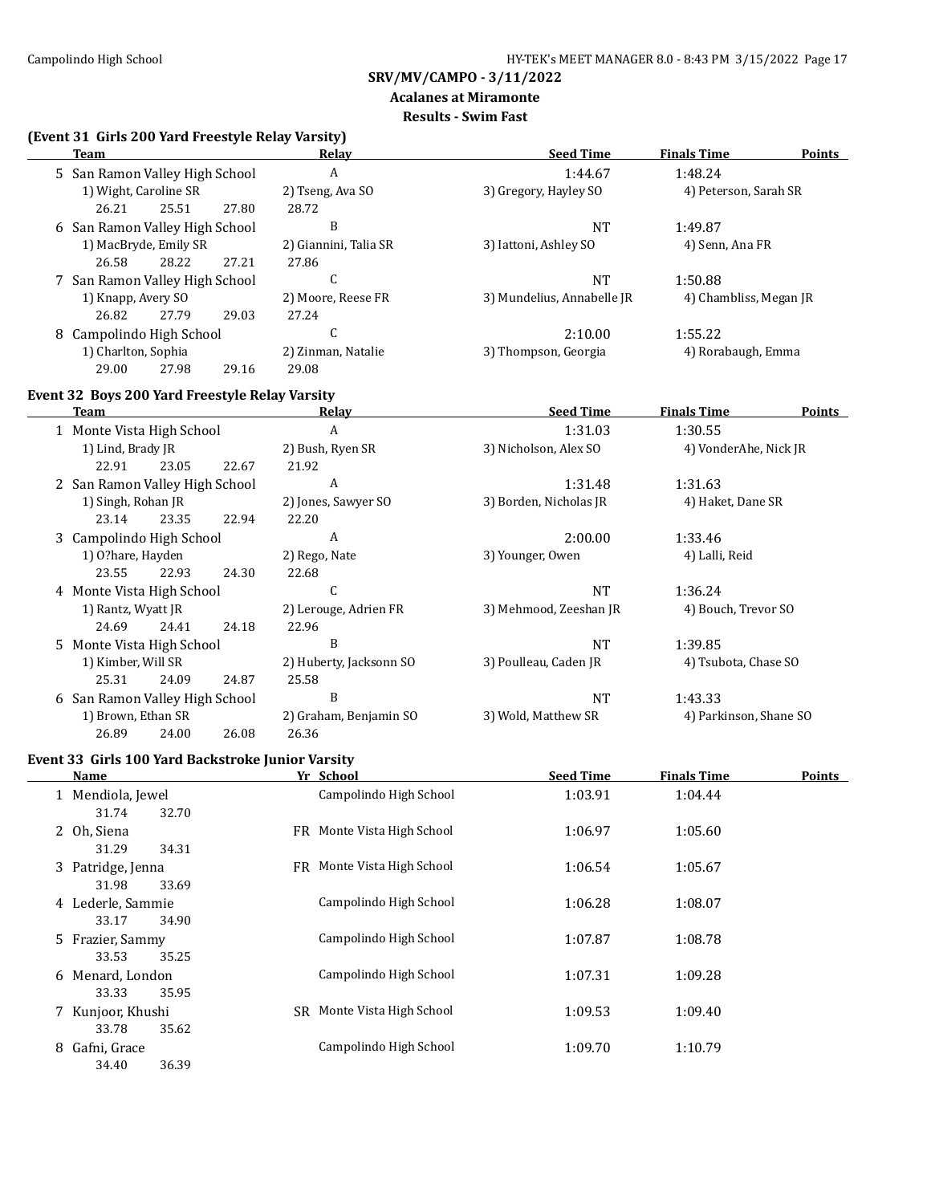## SRV/MV/CAMPO - 3/11/2022
## Acalanes at Miramonte
## Results - Swim Fast

### (Event 31 Girls 200 Yard Freestyle Relay Varsity)

| | Team | Relay | Seed Time | Finals Time | Points |
|---|---|---|---|---|---|
| 5 | San Ramon Valley High School | A | 1:44.67 | 1:48.24 | |
| | 1) Wight, Caroline SR | 2) Tseng, Ava SO | 3) Gregory, Hayley SO | 4) Peterson, Sarah SR | |
| | 26.21 25.51 27.80 | 28.72 | | | |
| 6 | San Ramon Valley High School | B | NT | 1:49.87 | |
| | 1) MacBryde, Emily SR | 2) Giannini, Talia SR | 3) Iattoni, Ashley SO | 4) Senn, Ana FR | |
| | 26.58 28.22 27.21 | 27.86 | | | |
| 7 | San Ramon Valley High School | C | NT | 1:50.88 | |
| | 1) Knapp, Avery SO | 2) Moore, Reese FR | 3) Mundelius, Annabelle JR | 4) Chambliss, Megan JR | |
| | 26.82 27.79 29.03 | 27.24 | | | |
| 8 | Campolindo High School | C | 2:10.00 | 1:55.22 | |
| | 1) Charlton, Sophia | 2) Zinman, Natalie | 3) Thompson, Georgia | 4) Rorabaugh, Emma | |
| | 29.00 27.98 29.16 | 29.08 | | | |

### Event 32 Boys 200 Yard Freestyle Relay Varsity

| | Team | Relay | Seed Time | Finals Time | Points |
|---|---|---|---|---|---|
| 1 | Monte Vista High School | A | 1:31.03 | 1:30.55 | |
| | 1) Lind, Brady JR | 2) Bush, Ryen SR | 3) Nicholson, Alex SO | 4) VonderAhe, Nick JR | |
| | 22.91 23.05 22.67 | 21.92 | | | |
| 2 | San Ramon Valley High School | A | 1:31.48 | 1:31.63 | |
| | 1) Singh, Rohan JR | 2) Jones, Sawyer SO | 3) Borden, Nicholas JR | 4) Haket, Dane SR | |
| | 23.14 23.35 22.94 | 22.20 | | | |
| 3 | Campolindo High School | A | 2:00.00 | 1:33.46 | |
| | 1) O?hare, Hayden | 2) Rego, Nate | 3) Younger, Owen | 4) Lalli, Reid | |
| | 23.55 22.93 24.30 | 22.68 | | | |
| 4 | Monte Vista High School | C | NT | 1:36.24 | |
| | 1) Rantz, Wyatt JR | 2) Lerouge, Adrien FR | 3) Mehmood, Zeeshan JR | 4) Bouch, Trevor SO | |
| | 24.69 24.41 24.18 | 22.96 | | | |
| 5 | Monte Vista High School | B | NT | 1:39.85 | |
| | 1) Kimber, Will SR | 2) Huberty, Jacksonn SO | 3) Poulleau, Caden JR | 4) Tsubota, Chase SO | |
| | 25.31 24.09 24.87 | 25.58 | | | |
| 6 | San Ramon Valley High School | B | NT | 1:43.33 | |
| | 1) Brown, Ethan SR | 2) Graham, Benjamin SO | 3) Wold, Matthew SR | 4) Parkinson, Shane SO | |
| | 26.89 24.00 26.08 | 26.36 | | | |

### Event 33 Girls 100 Yard Backstroke Junior Varsity

| | Name | Yr | School | Seed Time | Finals Time | Points |
|---|---|---|---|---|---|---|
| 1 | Mendiola, Jewel | | Campolindo High School | 1:03.91 | 1:04.44 | |
| | 31.74 32.70 | | | | | |
| 2 | Oh, Siena | FR | Monte Vista High School | 1:06.97 | 1:05.60 | |
| | 31.29 34.31 | | | | | |
| 3 | Patridge, Jenna | FR | Monte Vista High School | 1:06.54 | 1:05.67 | |
| | 31.98 33.69 | | | | | |
| 4 | Lederle, Sammie | | Campolindo High School | 1:06.28 | 1:08.07 | |
| | 33.17 34.90 | | | | | |
| 5 | Frazier, Sammy | | Campolindo High School | 1:07.87 | 1:08.78 | |
| | 33.53 35.25 | | | | | |
| 6 | Menard, London | | Campolindo High School | 1:07.31 | 1:09.28 | |
| | 33.33 35.95 | | | | | |
| 7 | Kunjoor, Khushi | SR | Monte Vista High School | 1:09.53 | 1:09.40 | |
| | 33.78 35.62 | | | | | |
| 8 | Gafni, Grace | | Campolindo High School | 1:09.70 | 1:10.79 | |
| | 34.40 36.39 | | | | | |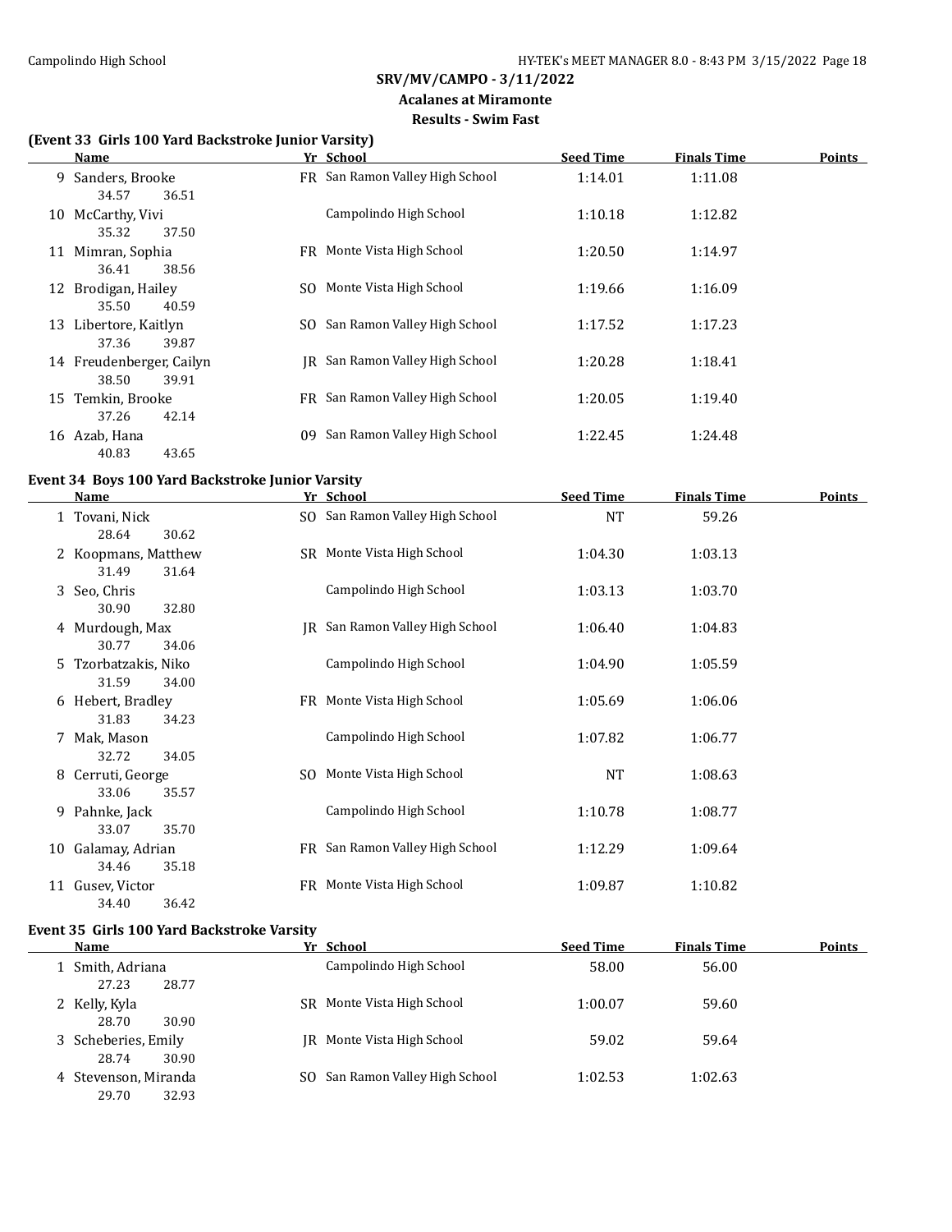**SRV/MV/CAMPO - 3/11/2022**

**Acalanes at Miramonte**

**Results - Swim Fast**

### (Event 33 Girls 100 Yard Backstroke Junior Varsity)

| | Name | Yr | School | Seed Time | Finals Time | Points |
|---|---|---|---|---|---|---|
| 9 | Sanders, Brooke | FR | San Ramon Valley High School | 1:14.01 | 1:11.08 | |
| | 34.57 36.51 | | | | | |
| 10 | McCarthy, Vivi | | Campolindo High School | 1:10.18 | 1:12.82 | |
| | 35.32 37.50 | | | | | |
| 11 | Mimran, Sophia | FR | Monte Vista High School | 1:20.50 | 1:14.97 | |
| | 36.41 38.56 | | | | | |
| 12 | Brodigan, Hailey | SO | Monte Vista High School | 1:19.66 | 1:16.09 | |
| | 35.50 40.59 | | | | | |
| 13 | Libertore, Kaitlyn | SO | San Ramon Valley High School | 1:17.52 | 1:17.23 | |
| | 37.36 39.87 | | | | | |
| 14 | Freudenberger, Cailyn | JR | San Ramon Valley High School | 1:20.28 | 1:18.41 | |
| | 38.50 39.91 | | | | | |
| 15 | Temkin, Brooke | FR | San Ramon Valley High School | 1:20.05 | 1:19.40 | |
| | 37.26 42.14 | | | | | |
| 16 | Azab, Hana | 09 | San Ramon Valley High School | 1:22.45 | 1:24.48 | |
| | 40.83 43.65 | | | | | |

### Event 34 Boys 100 Yard Backstroke Junior Varsity

| | Name | Yr | School | Seed Time | Finals Time | Points |
|---|---|---|---|---|---|---|
| 1 | Tovani, Nick | SO | San Ramon Valley High School | NT | 59.26 | |
| | 28.64 30.62 | | | | | |
| 2 | Koopmans, Matthew | SR | Monte Vista High School | 1:04.30 | 1:03.13 | |
| | 31.49 31.64 | | | | | |
| 3 | Seo, Chris | | Campolindo High School | 1:03.13 | 1:03.70 | |
| | 30.90 32.80 | | | | | |
| 4 | Murdough, Max | JR | San Ramon Valley High School | 1:06.40 | 1:04.83 | |
| | 30.77 34.06 | | | | | |
| 5 | Tzorbatzakis, Niko | | Campolindo High School | 1:04.90 | 1:05.59 | |
| | 31.59 34.00 | | | | | |
| 6 | Hebert, Bradley | FR | Monte Vista High School | 1:05.69 | 1:06.06 | |
| | 31.83 34.23 | | | | | |
| 7 | Mak, Mason | | Campolindo High School | 1:07.82 | 1:06.77 | |
| | 32.72 34.05 | | | | | |
| 8 | Cerruti, George | SO | Monte Vista High School | NT | 1:08.63 | |
| | 33.06 35.57 | | | | | |
| 9 | Pahnke, Jack | | Campolindo High School | 1:10.78 | 1:08.77 | |
| | 33.07 35.70 | | | | | |
| 10 | Galamay, Adrian | FR | San Ramon Valley High School | 1:12.29 | 1:09.64 | |
| | 34.46 35.18 | | | | | |
| 11 | Gusev, Victor | FR | Monte Vista High School | 1:09.87 | 1:10.82 | |
| | 34.40 36.42 | | | | | |

### Event 35 Girls 100 Yard Backstroke Varsity

| | Name | Yr | School | Seed Time | Finals Time | Points |
|---|---|---|---|---|---|---|
| 1 | Smith, Adriana | | Campolindo High School | 58.00 | 56.00 | |
| | 27.23 28.77 | | | | | |
| 2 | Kelly, Kyla | SR | Monte Vista High School | 1:00.07 | 59.60 | |
| | 28.70 30.90 | | | | | |
| 3 | Scheberies, Emily | JR | Monte Vista High School | 59.02 | 59.64 | |
| | 28.74 30.90 | | | | | |
| 4 | Stevenson, Miranda | SO | San Ramon Valley High School | 1:02.53 | 1:02.63 | |
| | 29.70 32.93 | | | | | |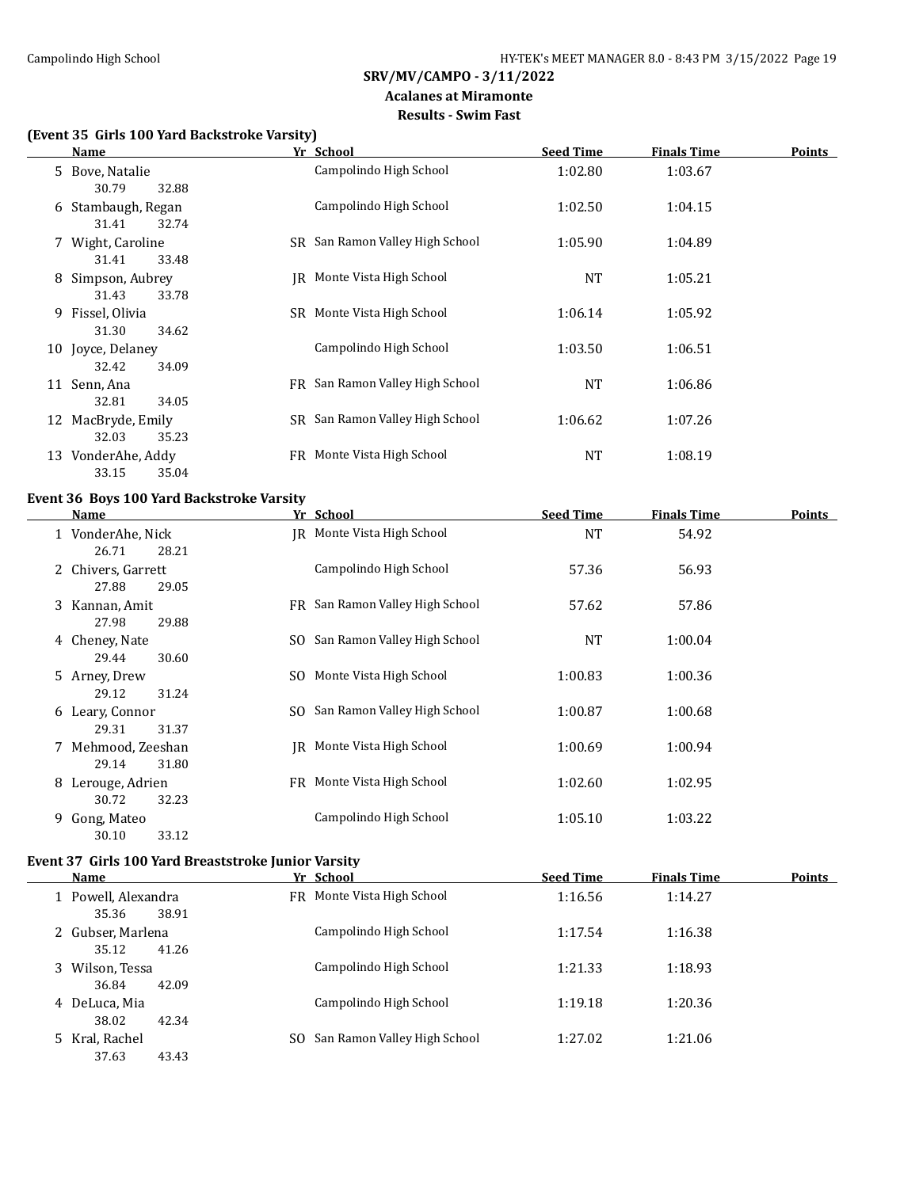**SRV/MV/CAMPO - 3/11/2022**

**Acalanes at Miramonte**

**Results - Swim Fast**

### (Event 35 Girls 100 Yard Backstroke Varsity)

| | Name | Yr | School | Seed Time | Finals Time | Points |
|---|---|---|---|---|---|---|
| 5 | Bove, Natalie | | Campolindo High School | 1:02.80 | 1:03.67 | |
| | 30.79 32.88 | | | | | |
| 6 | Stambaugh, Regan | | Campolindo High School | 1:02.50 | 1:04.15 | |
| | 31.41 32.74 | | | | | |
| 7 | Wight, Caroline | SR | San Ramon Valley High School | 1:05.90 | 1:04.89 | |
| | 31.41 33.48 | | | | | |
| 8 | Simpson, Aubrey | JR | Monte Vista High School | NT | 1:05.21 | |
| | 31.43 33.78 | | | | | |
| 9 | Fissel, Olivia | SR | Monte Vista High School | 1:06.14 | 1:05.92 | |
| | 31.30 34.62 | | | | | |
| 10 | Joyce, Delaney | | Campolindo High School | 1:03.50 | 1:06.51 | |
| | 32.42 34.09 | | | | | |
| 11 | Senn, Ana | FR | San Ramon Valley High School | NT | 1:06.86 | |
| | 32.81 34.05 | | | | | |
| 12 | MacBryde, Emily | SR | San Ramon Valley High School | 1:06.62 | 1:07.26 | |
| | 32.03 35.23 | | | | | |
| 13 | VonderAhe, Addy | FR | Monte Vista High School | NT | 1:08.19 | |
| | 33.15 35.04 | | | | | |

### Event 36 Boys 100 Yard Backstroke Varsity

| | Name | Yr | School | Seed Time | Finals Time | Points |
|---|---|---|---|---|---|---|
| 1 | VonderAhe, Nick | JR | Monte Vista High School | NT | 54.92 | |
| | 26.71 28.21 | | | | | |
| 2 | Chivers, Garrett | | Campolindo High School | 57.36 | 56.93 | |
| | 27.88 29.05 | | | | | |
| 3 | Kannan, Amit | FR | San Ramon Valley High School | 57.62 | 57.86 | |
| | 27.98 29.88 | | | | | |
| 4 | Cheney, Nate | SO | San Ramon Valley High School | NT | 1:00.04 | |
| | 29.44 30.60 | | | | | |
| 5 | Arney, Drew | SO | Monte Vista High School | 1:00.83 | 1:00.36 | |
| | 29.12 31.24 | | | | | |
| 6 | Leary, Connor | SO | San Ramon Valley High School | 1:00.87 | 1:00.68 | |
| | 29.31 31.37 | | | | | |
| 7 | Mehmood, Zeeshan | JR | Monte Vista High School | 1:00.69 | 1:00.94 | |
| | 29.14 31.80 | | | | | |
| 8 | Lerouge, Adrien | FR | Monte Vista High School | 1:02.60 | 1:02.95 | |
| | 30.72 32.23 | | | | | |
| 9 | Gong, Mateo | | Campolindo High School | 1:05.10 | 1:03.22 | |
| | 30.10 33.12 | | | | | |

### Event 37 Girls 100 Yard Breaststroke Junior Varsity

| | Name | Yr | School | Seed Time | Finals Time | Points |
|---|---|---|---|---|---|---|
| 1 | Powell, Alexandra | FR | Monte Vista High School | 1:16.56 | 1:14.27 | |
| | 35.36 38.91 | | | | | |
| 2 | Gubser, Marlena | | Campolindo High School | 1:17.54 | 1:16.38 | |
| | 35.12 41.26 | | | | | |
| 3 | Wilson, Tessa | | Campolindo High School | 1:21.33 | 1:18.93 | |
| | 36.84 42.09 | | | | | |
| 4 | DeLuca, Mia | | Campolindo High School | 1:19.18 | 1:20.36 | |
| | 38.02 42.34 | | | | | |
| 5 | Kral, Rachel | SO | San Ramon Valley High School | 1:27.02 | 1:21.06 | |
| | 37.63 43.43 | | | | | |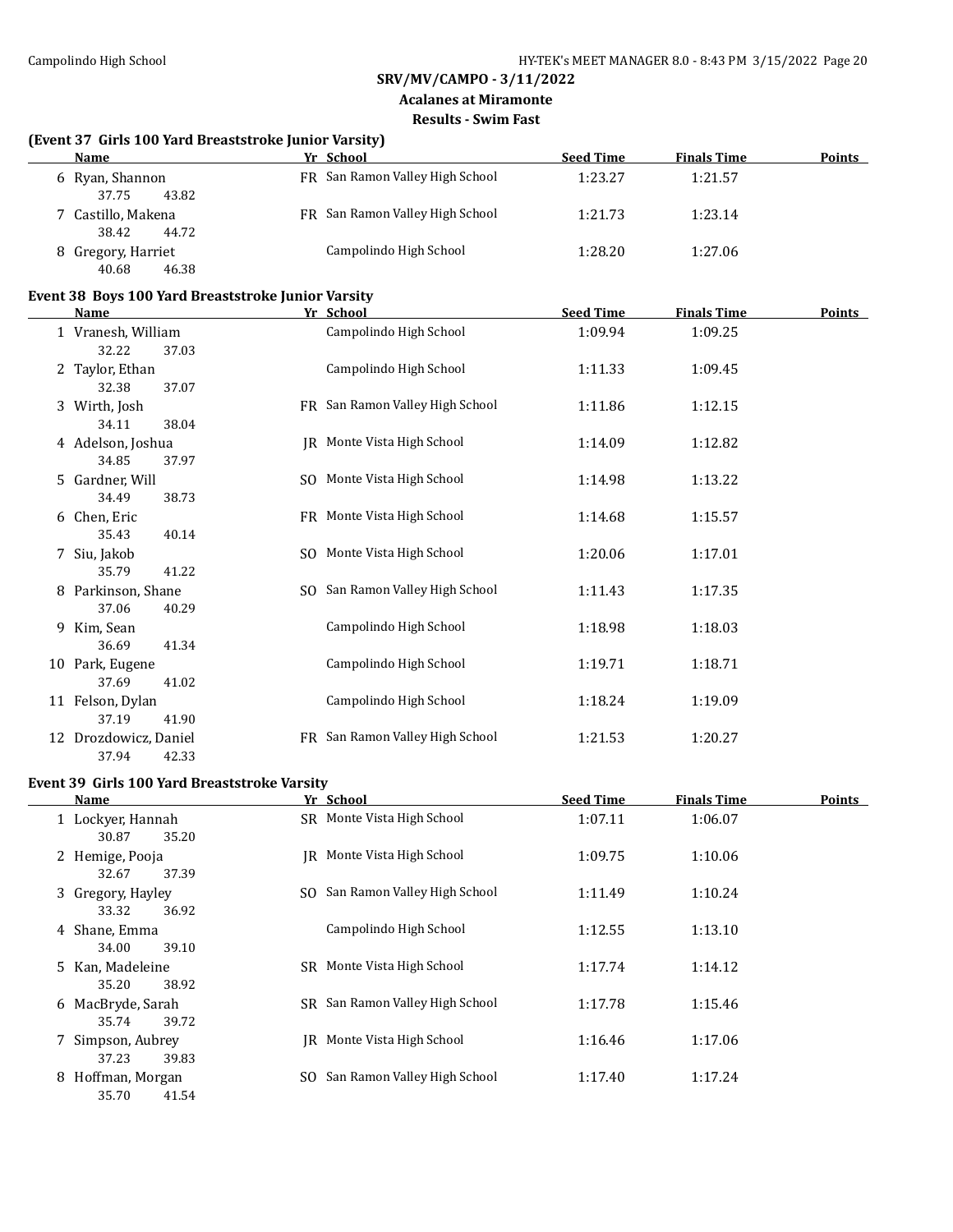**SRV/MV/CAMPO - 3/11/2022**

**Acalanes at Miramonte**

**Results - Swim Fast**

### (Event 37 Girls 100 Yard Breaststroke Junior Varsity)

| | Name | Yr | School | Seed Time | Finals Time | Points |
|---|---|---|---|---|---|---|
| 6 | Ryan, Shannon | FR | San Ramon Valley High School | 1:23.27 | 1:21.57 | |
| | 37.75 43.82 | | | | | |
| 7 | Castillo, Makena | FR | San Ramon Valley High School | 1:21.73 | 1:23.14 | |
| | 38.42 44.72 | | | | | |
| 8 | Gregory, Harriet | | Campolindo High School | 1:28.20 | 1:27.06 | |
| | 40.68 46.38 | | | | | |

### Event 38 Boys 100 Yard Breaststroke Junior Varsity

| | Name | Yr | School | Seed Time | Finals Time | Points |
|---|---|---|---|---|---|---|
| 1 | Vranesh, William | | Campolindo High School | 1:09.94 | 1:09.25 | |
| | 32.22 37.03 | | | | | |
| 2 | Taylor, Ethan | | Campolindo High School | 1:11.33 | 1:09.45 | |
| | 32.38 37.07 | | | | | |
| 3 | Wirth, Josh | FR | San Ramon Valley High School | 1:11.86 | 1:12.15 | |
| | 34.11 38.04 | | | | | |
| 4 | Adelson, Joshua | JR | Monte Vista High School | 1:14.09 | 1:12.82 | |
| | 34.85 37.97 | | | | | |
| 5 | Gardner, Will | SO | Monte Vista High School | 1:14.98 | 1:13.22 | |
| | 34.49 38.73 | | | | | |
| 6 | Chen, Eric | FR | Monte Vista High School | 1:14.68 | 1:15.57 | |
| | 35.43 40.14 | | | | | |
| 7 | Siu, Jakob | SO | Monte Vista High School | 1:20.06 | 1:17.01 | |
| | 35.79 41.22 | | | | | |
| 8 | Parkinson, Shane | SO | San Ramon Valley High School | 1:11.43 | 1:17.35 | |
| | 37.06 40.29 | | | | | |
| 9 | Kim, Sean | | Campolindo High School | 1:18.98 | 1:18.03 | |
| | 36.69 41.34 | | | | | |
| 10 | Park, Eugene | | Campolindo High School | 1:19.71 | 1:18.71 | |
| | 37.69 41.02 | | | | | |
| 11 | Felson, Dylan | | Campolindo High School | 1:18.24 | 1:19.09 | |
| | 37.19 41.90 | | | | | |
| 12 | Drozdowicz, Daniel | FR | San Ramon Valley High School | 1:21.53 | 1:20.27 | |
| | 37.94 42.33 | | | | | |

### Event 39 Girls 100 Yard Breaststroke Varsity

| | Name | Yr | School | Seed Time | Finals Time | Points |
|---|---|---|---|---|---|---|
| 1 | Lockyer, Hannah | SR | Monte Vista High School | 1:07.11 | 1:06.07 | |
| | 30.87 35.20 | | | | | |
| 2 | Hemige, Pooja | JR | Monte Vista High School | 1:09.75 | 1:10.06 | |
| | 32.67 37.39 | | | | | |
| 3 | Gregory, Hayley | SO | San Ramon Valley High School | 1:11.49 | 1:10.24 | |
| | 33.32 36.92 | | | | | |
| 4 | Shane, Emma | | Campolindo High School | 1:12.55 | 1:13.10 | |
| | 34.00 39.10 | | | | | |
| 5 | Kan, Madeleine | SR | Monte Vista High School | 1:17.74 | 1:14.12 | |
| | 35.20 38.92 | | | | | |
| 6 | MacBryde, Sarah | SR | San Ramon Valley High School | 1:17.78 | 1:15.46 | |
| | 35.74 39.72 | | | | | |
| 7 | Simpson, Aubrey | JR | Monte Vista High School | 1:16.46 | 1:17.06 | |
| | 37.23 39.83 | | | | | |
| 8 | Hoffman, Morgan | SO | San Ramon Valley High School | 1:17.40 | 1:17.24 | |
| | 35.70 41.54 | | | | | |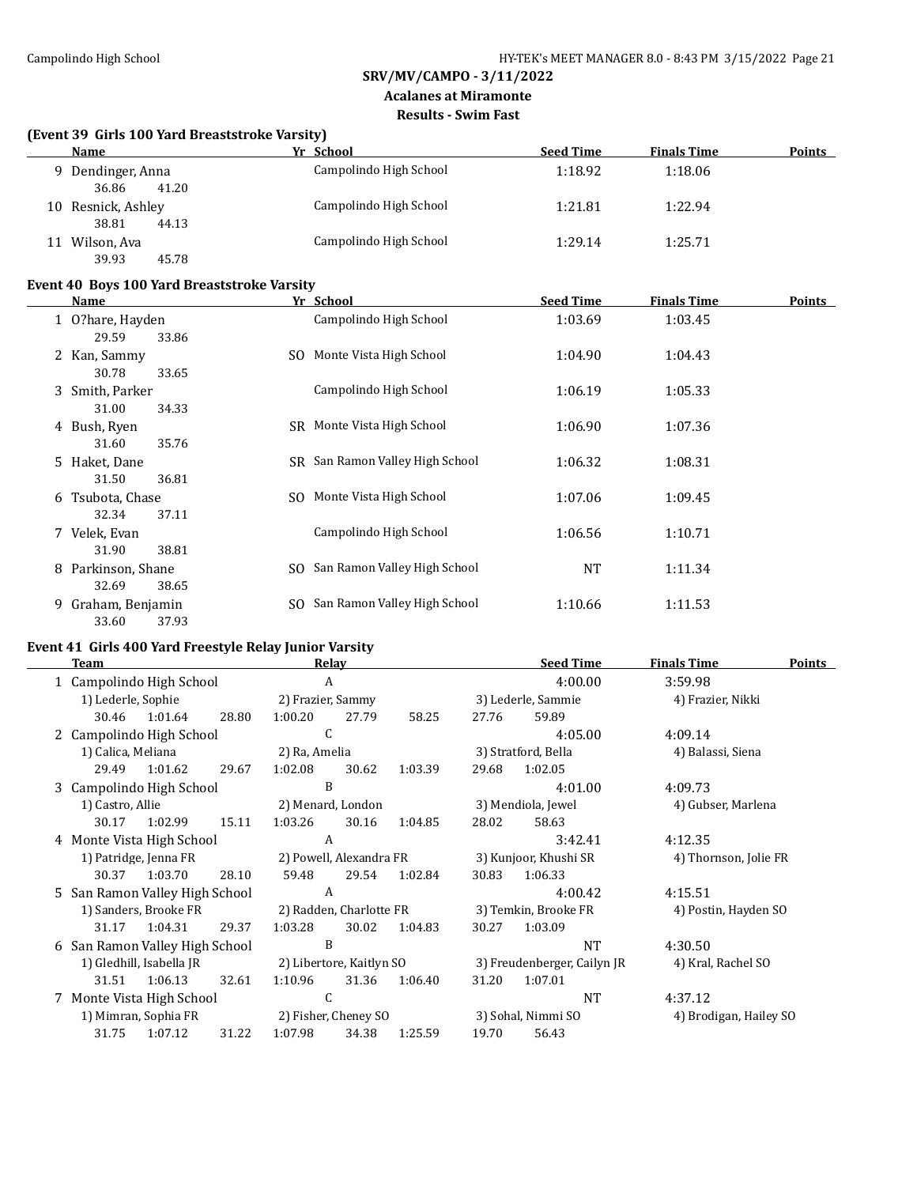## SRV/MV/CAMPO - 3/11/2022

### Acalanes at Miramonte

### Results - Swim Fast

**(Event 39 Girls 100 Yard Breaststroke Varsity)**

| | Name | Yr | School | Seed Time | Finals Time | Points |
|---|---|---|---|---|---|---|
| 9 | Dendinger, Anna | | Campolindo High School | 1:18.92 | 1:18.06 | |
| | 36.86 41.20 | | | | | |
| 10 | Resnick, Ashley | | Campolindo High School | 1:21.81 | 1:22.94 | |
| | 38.81 44.13 | | | | | |
| 11 | Wilson, Ava | | Campolindo High School | 1:29.14 | 1:25.71 | |
| | 39.93 45.78 | | | | | |

**Event 40 Boys 100 Yard Breaststroke Varsity**

| | Name | Yr | School | Seed Time | Finals Time | Points |
|---|---|---|---|---|---|---|
| 1 | O?hare, Hayden | | Campolindo High School | 1:03.69 | 1:03.45 | |
| | 29.59 33.86 | | | | | |
| 2 | Kan, Sammy | SO | Monte Vista High School | 1:04.90 | 1:04.43 | |
| | 30.78 33.65 | | | | | |
| 3 | Smith, Parker | | Campolindo High School | 1:06.19 | 1:05.33 | |
| | 31.00 34.33 | | | | | |
| 4 | Bush, Ryen | SR | Monte Vista High School | 1:06.90 | 1:07.36 | |
| | 31.60 35.76 | | | | | |
| 5 | Haket, Dane | SR | San Ramon Valley High School | 1:06.32 | 1:08.31 | |
| | 31.50 36.81 | | | | | |
| 6 | Tsubota, Chase | SO | Monte Vista High School | 1:07.06 | 1:09.45 | |
| | 32.34 37.11 | | | | | |
| 7 | Velek, Evan | | Campolindo High School | 1:06.56 | 1:10.71 | |
| | 31.90 38.81 | | | | | |
| 8 | Parkinson, Shane | SO | San Ramon Valley High School | NT | 1:11.34 | |
| | 32.69 38.65 | | | | | |
| 9 | Graham, Benjamin | SO | San Ramon Valley High School | 1:10.66 | 1:11.53 | |
| | 33.60 37.93 | | | | | |

**Event 41 Girls 400 Yard Freestyle Relay Junior Varsity**

| | Team | Relay | Seed Time | Finals Time | Points |
|---|---|---|---|---|---|
| 1 | Campolindo High School | A | 4:00.00 | 3:59.98 | |
| | 1) Lederle, Sophie; 2) Frazier, Sammy; 3) Lederle, Sammie; 4) Frazier, Nikki | | | | |
| | 30.46 1:01.64 28.80 1:00.20 27.79 58.25 27.76 59.89 | | | | |
| 2 | Campolindo High School | C | 4:05.00 | 4:09.14 | |
| | 1) Calica, Meliana; 2) Ra, Amelia; 3) Stratford, Bella; 4) Balassi, Siena | | | | |
| | 29.49 1:01.62 29.67 1:02.08 30.62 1:03.39 29.68 1:02.05 | | | | |
| 3 | Campolindo High School | B | 4:01.00 | 4:09.73 | |
| | 1) Castro, Allie; 2) Menard, London; 3) Mendiola, Jewel; 4) Gubser, Marlena | | | | |
| | 30.17 1:02.99 15.11 1:03.26 30.16 1:04.85 28.02 58.63 | | | | |
| 4 | Monte Vista High School | A | 3:42.41 | 4:12.35 | |
| | 1) Patridge, Jenna FR; 2) Powell, Alexandra FR; 3) Kunjoor, Khushi SR; 4) Thornson, Jolie FR | | | | |
| | 30.37 1:03.70 28.10 59.48 29.54 1:02.84 30.83 1:06.33 | | | | |
| 5 | San Ramon Valley High School | A | 4:00.42 | 4:15.51 | |
| | 1) Sanders, Brooke FR; 2) Radden, Charlotte FR; 3) Temkin, Brooke FR; 4) Postin, Hayden SO | | | | |
| | 31.17 1:04.31 29.37 1:03.28 30.02 1:04.83 30.27 1:03.09 | | | | |
| 6 | San Ramon Valley High School | B | NT | 4:30.50 | |
| | 1) Gledhill, Isabella JR; 2) Libertore, Kaitlyn SO; 3) Freudenberger, Cailyn JR; 4) Kral, Rachel SO | | | | |
| | 31.51 1:06.13 32.61 1:10.96 31.36 1:06.40 31.20 1:07.01 | | | | |
| 7 | Monte Vista High School | C | NT | 4:37.12 | |
| | 1) Mimran, Sophia FR; 2) Fisher, Cheney SO; 3) Sohal, Nimmi SO; 4) Brodigan, Hailey SO | | | | |
| | 31.75 1:07.12 31.22 1:07.98 34.38 1:25.59 19.70 56.43 | | | | |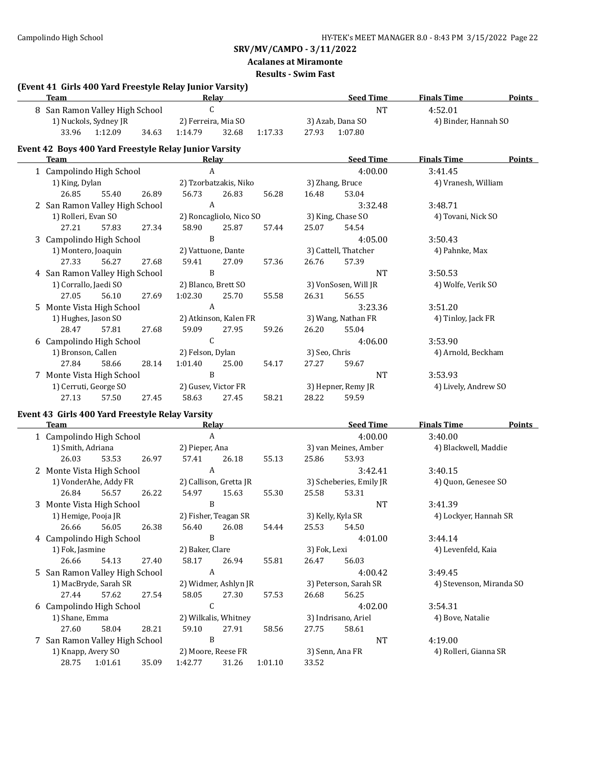**SRV/MV/CAMPO - 3/11/2022**

**Acalanes at Miramonte**

**Results - Swim Fast**

### (Event 41 Girls 400 Yard Freestyle Relay Junior Varsity)

| | Team | Relay | Seed Time | Finals Time | Points |
|---|---|---|---|---|---|
| 8 | San Ramon Valley High School | C | NT | 4:52.01 | |

1) Nuckols, Sydney JR 2) Ferreira, Mia SO 3) Azab, Dana SO 4) Binder, Hannah SO
33.96 1:12.09 34.63 1:14.79 32.68 1:17.33 27.93 1:07.80

### Event 42 Boys 400 Yard Freestyle Relay Junior Varsity

| | Team | Relay | Seed Time | Finals Time | Points |
|---|---|---|---|---|---|
| 1 | Campolindo High School | A | 4:00.00 | 3:41.45 | |
| 2 | San Ramon Valley High School | A | 3:32.48 | 3:48.71 | |
| 3 | Campolindo High School | B | 4:05.00 | 3:50.43 | |
| 4 | San Ramon Valley High School | B | NT | 3:50.53 | |
| 5 | Monte Vista High School | A | 3:23.36 | 3:51.20 | |
| 6 | Campolindo High School | C | 4:06.00 | 3:53.90 | |
| 7 | Monte Vista High School | B | NT | 3:53.93 | |

1. Campolindo High School A
   1) King, Dylan 2) Tzorbatzakis, Niko 3) Zhang, Bruce 4) Vranesh, William
   26.85 55.40 26.89 56.73 26.83 56.28 16.48 53.04
2. San Ramon Valley High School A
   1) Rolleri, Evan SO 2) Roncagliolo, Nico SO 3) King, Chase SO 4) Tovani, Nick SO
   27.21 57.83 27.34 58.90 25.87 57.44 25.07 54.54
3. Campolindo High School B
   1) Montero, Joaquin 2) Vattuone, Dante 3) Cattell, Thatcher 4) Pahnke, Max
   27.33 56.27 27.68 59.41 27.09 57.36 26.76 57.39
4. San Ramon Valley High School B
   1) Corrallo, Jaedi SO 2) Blanco, Brett SO 3) VonSosen, Will JR 4) Wolfe, Verik SO
   27.05 56.10 27.69 1:02.30 25.70 55.58 26.31 56.55
5. Monte Vista High School A
   1) Hughes, Jason SO 2) Atkinson, Kalen FR 3) Wang, Nathan FR 4) Tinloy, Jack FR
   28.47 57.81 27.68 59.09 27.95 59.26 26.20 55.04
6. Campolindo High School C
   1) Bronson, Callen 2) Felson, Dylan 3) Seo, Chris 4) Arnold, Beckham
   27.84 58.66 28.14 1:01.40 25.00 54.17 27.27 59.67
7. Monte Vista High School B
   1) Cerruti, George SO 2) Gusev, Victor FR 3) Hepner, Remy JR 4) Lively, Andrew SO
   27.13 57.50 27.45 58.63 27.45 58.21 28.22 59.59

### Event 43 Girls 400 Yard Freestyle Relay Varsity

| | Team | Relay | Seed Time | Finals Time | Points |
|---|---|---|---|---|---|
| 1 | Campolindo High School | A | 4:00.00 | 3:40.00 | |
| 2 | Monte Vista High School | A | 3:42.41 | 3:40.15 | |
| 3 | Monte Vista High School | B | NT | 3:41.39 | |
| 4 | Campolindo High School | B | 4:01.00 | 3:44.14 | |
| 5 | San Ramon Valley High School | A | 4:00.42 | 3:49.45 | |
| 6 | Campolindo High School | C | 4:02.00 | 3:54.31 | |
| 7 | San Ramon Valley High School | B | NT | 4:19.00 | |

1. Campolindo High School A
   1) Smith, Adriana 2) Pieper, Ana 3) van Meines, Amber 4) Blackwell, Maddie
   26.03 53.53 26.97 57.41 26.18 55.13 25.86 53.93
2. Monte Vista High School A
   1) VonderAhe, Addy FR 2) Callison, Gretta JR 3) Scheberies, Emily JR 4) Quon, Genesee SO
   26.84 56.57 26.22 54.97 15.63 55.30 25.58 53.31
3. Monte Vista High School B
   1) Hemige, Pooja JR 2) Fisher, Teagan SR 3) Kelly, Kyla SR 4) Lockyer, Hannah SR
   26.66 56.05 26.38 56.40 26.08 54.44 25.53 54.50
4. Campolindo High School B
   1) Fok, Jasmine 2) Baker, Clare 3) Fok, Lexi 4) Levenfeld, Kaia
   26.66 54.13 27.40 58.17 26.94 55.81 26.47 56.03
5. San Ramon Valley High School A
   1) MacBryde, Sarah SR 2) Widmer, Ashlyn JR 3) Peterson, Sarah SR 4) Stevenson, Miranda SO
   27.44 57.62 27.54 58.05 27.30 57.53 26.68 56.25
6. Campolindo High School C
   1) Shane, Emma 2) Wilkalis, Whitney 3) Indrisano, Ariel 4) Bove, Natalie
   27.60 58.04 28.21 59.10 27.91 58.56 27.75 58.61
7. San Ramon Valley High School B
   1) Knapp, Avery SO 2) Moore, Reese FR 3) Senn, Ana FR 4) Rolleri, Gianna SR
   28.75 1:01.61 35.09 1:42.77 31.26 1:01.10 33.52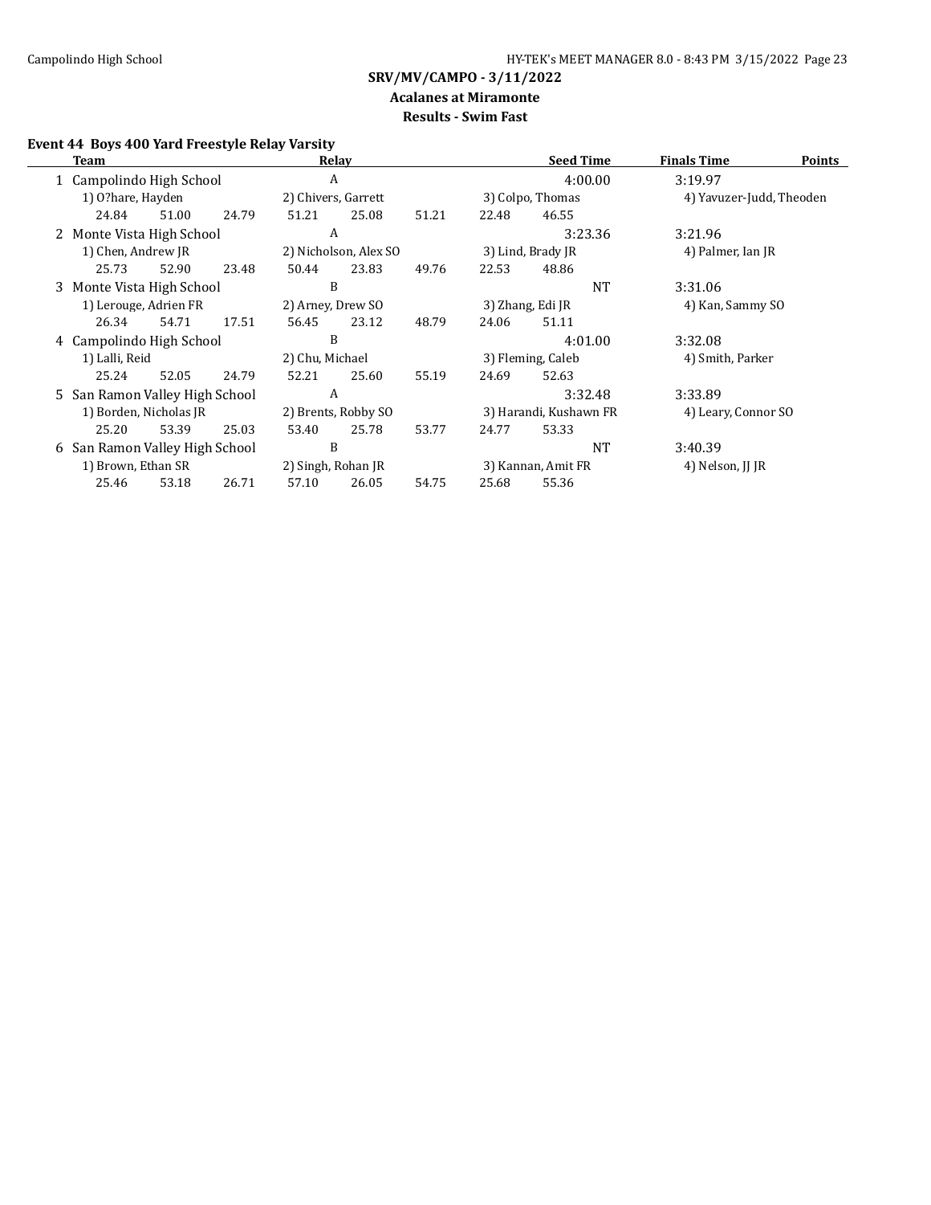# SRV/MV/CAMPO - 3/11/2022

## Acalanes at Miramonte

### Results - Swim Fast

**Event 44 Boys 400 Yard Freestyle Relay Varsity**

| | Team | Relay | Seed Time | Finals Time | Points |
|---|---|---|---|---|---|
| 1 | Campolindo High School | A | 4:00.00 | 3:19.97 | |
| | 1) O?hare, Hayden | 2) Chivers, Garrett | 3) Colpo, Thomas | 4) Yavuzer-Judd, Theoden | |
| | 24.84 51.00 | 24.79 51.21 | 25.08 51.21 | 22.48 46.55 | |
| 2 | Monte Vista High School | A | 3:23.36 | 3:21.96 | |
| | 1) Chen, Andrew JR | 2) Nicholson, Alex SO | 3) Lind, Brady JR | 4) Palmer, Ian JR | |
| | 25.73 52.90 | 23.48 50.44 | 23.83 49.76 | 22.53 48.86 | |
| 3 | Monte Vista High School | B | NT | 3:31.06 | |
| | 1) Lerouge, Adrien FR | 2) Arney, Drew SO | 3) Zhang, Edi JR | 4) Kan, Sammy SO | |
| | 26.34 54.71 | 17.51 56.45 | 23.12 48.79 | 24.06 51.11 | |
| 4 | Campolindo High School | B | 4:01.00 | 3:32.08 | |
| | 1) Lalli, Reid | 2) Chu, Michael | 3) Fleming, Caleb | 4) Smith, Parker | |
| | 25.24 52.05 | 24.79 52.21 | 25.60 55.19 | 24.69 52.63 | |
| 5 | San Ramon Valley High School | A | 3:32.48 | 3:33.89 | |
| | 1) Borden, Nicholas JR | 2) Brents, Robby SO | 3) Harandi, Kushawn FR | 4) Leary, Connor SO | |
| | 25.20 53.39 | 25.03 53.40 | 25.78 53.77 | 24.77 53.33 | |
| 6 | San Ramon Valley High School | B | NT | 3:40.39 | |
| | 1) Brown, Ethan SR | 2) Singh, Rohan JR | 3) Kannan, Amit FR | 4) Nelson, JJ JR | |
| | 25.46 53.18 | 26.71 57.10 | 26.05 54.75 | 25.68 55.36 | |